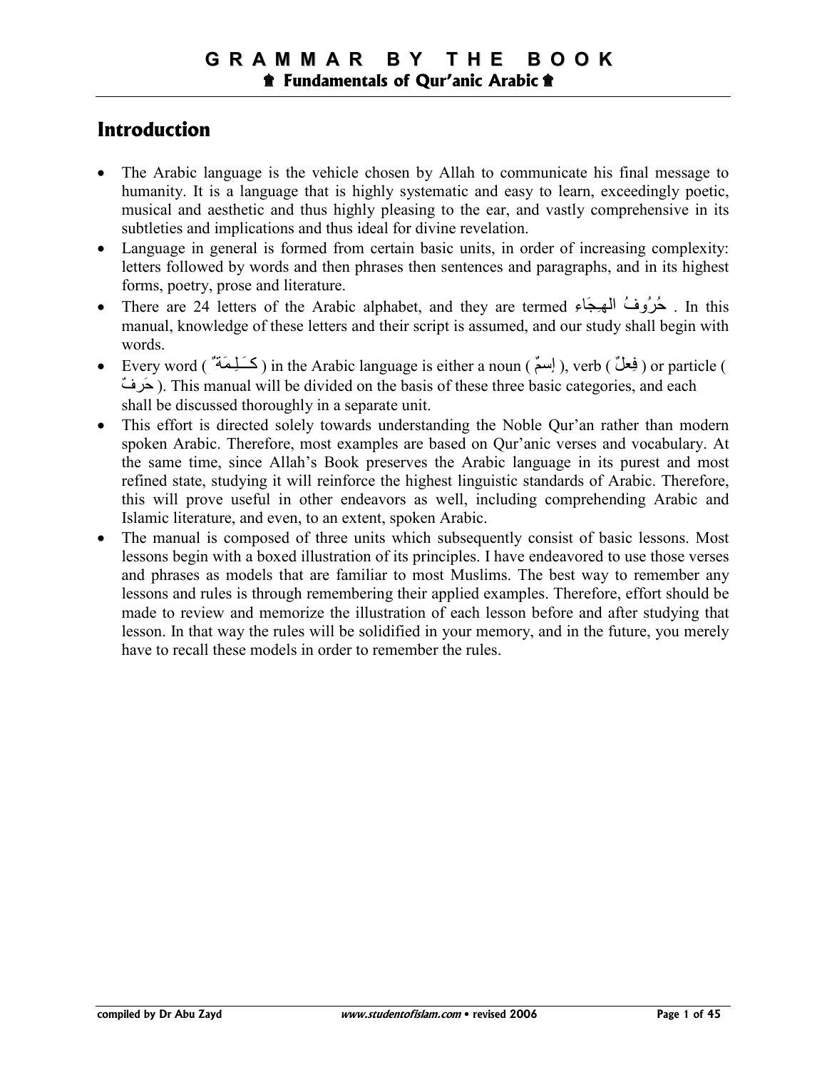# Introduction

- The Arabic language is the vehicle chosen by Allah to communicate his final message to humanity. It is a language that is highly systematic and easy to learn, exceedingly poetic, musical and aesthetic and thus highly pleasing to the ear, and vastly comprehensive in its subtleties and implications and thus ideal for divine revelation.
- Language in general is formed from certain basic units, in order of increasing complexity: letters followed by words and then phrases then sentences and paragraphs, and in its highest forms, poetry, prose and literature.
- There are 24 letters of the Arabic alphabet, and they are termed حُرُوفُ الهِجَاءِ . In this manual, knowledge of these letters and their script is assumed, and our study shall begin with words.
- Every word ( كَلِمَةٌ ) in the Arabic language is either a noun ( إسمٌ ), verb ( فِعلٌ ) or particle ( حَرفٌ ). This manual will be divided on the basis of these three basic categories, and each shall be discussed thoroughly in a separate unit.
- This effort is directed solely towards understanding the Noble Qur'an rather than modern spoken Arabic. Therefore, most examples are based on Qur'anic verses and vocabulary. At the same time, since Allah's Book preserves the Arabic language in its purest and most refined state, studying it will reinforce the highest linguistic standards of Arabic. Therefore, this will prove useful in other endeavors as well, including comprehending Arabic and Islamic literature, and even, to an extent, spoken Arabic.
- The manual is composed of three units which subsequently consist of basic lessons. Most lessons begin with a boxed illustration of its principles. I have endeavored to use those verses and phrases as models that are familiar to most Muslims. The best way to remember any lessons and rules is through remembering their applied examples. Therefore, effort should be made to review and memorize the illustration of each lesson before and after studying that lesson. In that way the rules will be solidified in your memory, and in the future, you merely have to recall these models in order to remember the rules.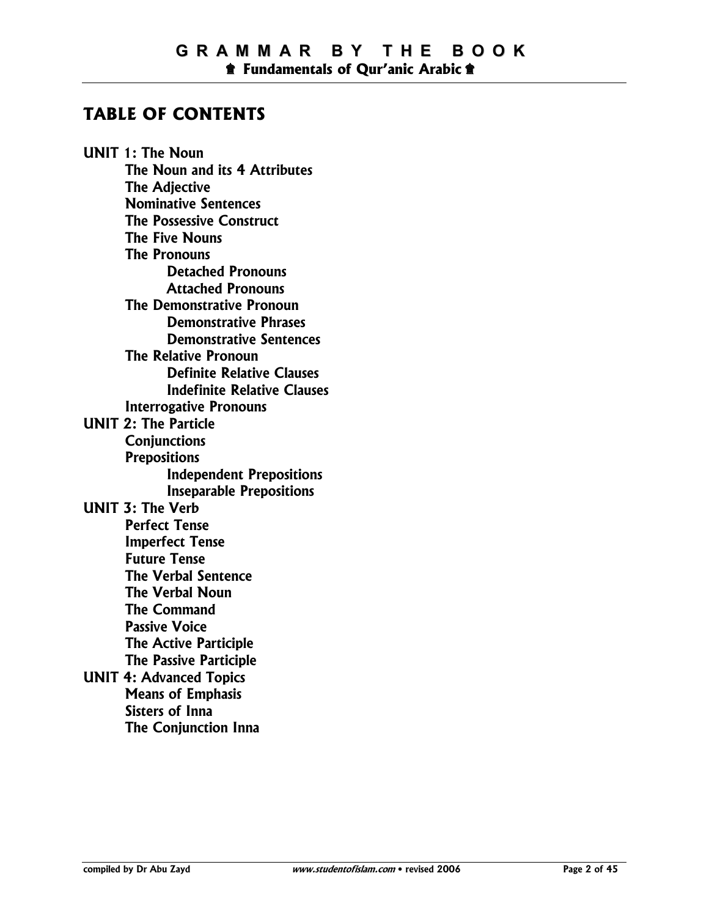# TABLE OF CONTENTS

- **UNIT 1: The Noun**
    - **The Noun and its 4 Attributes**
    - **The Adjective**
    - **Nominative Sentences**
    - **The Possessive Construct**
    - **The Five Nouns**
    - **The Pronouns**
        - **Detached Pronouns**
        - **Attached Pronouns**
    - **The Demonstrative Pronoun**
        - **Demonstrative Phrases**
        - **Demonstrative Sentences**
    - **The Relative Pronoun**
        - **Definite Relative Clauses**
        - **Indefinite Relative Clauses**
    - **Interrogative Pronouns**
- **UNIT 2: The Particle**
    - **Conjunctions**
    - **Prepositions**
        - **Independent Prepositions**
        - **Inseparable Prepositions**
- **UNIT 3: The Verb**
    - **Perfect Tense**
    - **Imperfect Tense**
    - **Future Tense**
    - **The Verbal Sentence**
    - **The Verbal Noun**
    - **The Command**
    - **Passive Voice**
    - **The Active Participle**
    - **The Passive Participle**
- **UNIT 4: Advanced Topics**
    - **Means of Emphasis**
    - **Sisters of Inna**
    - **The Conjunction Inna**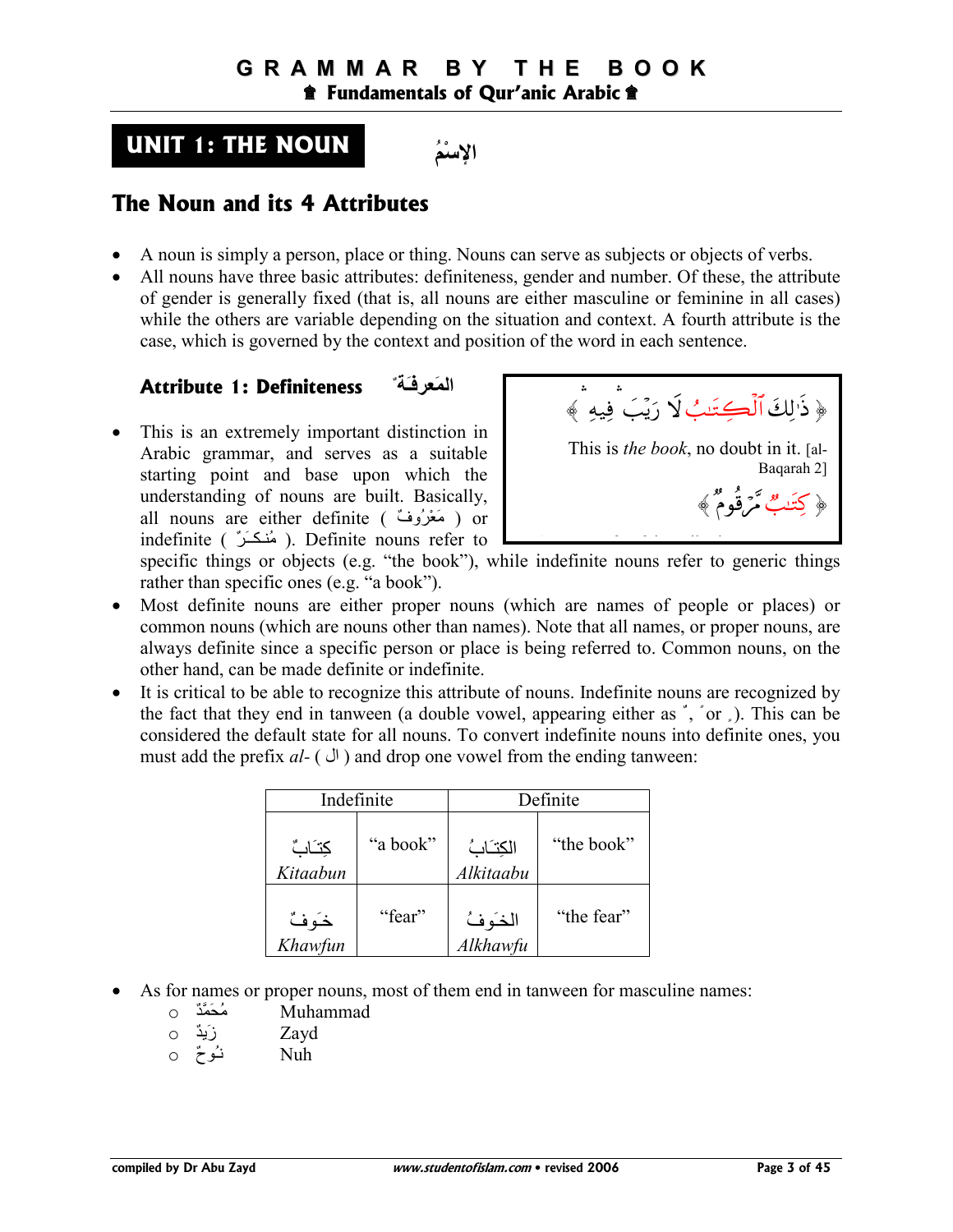# UNIT 1: THE NOUN الإسْمُ

## The Noun and its 4 Attributes

- A noun is simply a person, place or thing. Nouns can serve as subjects or objects of verbs.
- All nouns have three basic attributes: definiteness, gender and number. Of these, the attribute of gender is generally fixed (that is, all nouns are either masculine or feminine in all cases) while the others are variable depending on the situation and context. A fourth attribute is the case, which is governed by the context and position of the word in each sentence.

### Attribute 1: Definiteness المَعرِفَـةٌ

﴿ ذَٰلِكَ ٱلْكِتَٰبُ لَا رَيْبَ فِيهِ ﴾

This is *the book*, no doubt in it. [al-Baqarah 2]

﴿ كِتَٰبٌ مَّرْقُومٌ ﴾

- This is an extremely important distinction in Arabic grammar, and serves as a suitable starting point and base upon which the understanding of nouns are built. Basically, all nouns are either definite ( مَعْرُوفٌ ) or indefinite ( مُنكَـرٌ ). Definite nouns refer to specific things or objects (e.g. "the book"), while indefinite nouns refer to generic things rather than specific ones (e.g. "a book").
- Most definite nouns are either proper nouns (which are names of people or places) or common nouns (which are nouns other than names). Note that all names, or proper nouns, are always definite since a specific person or place is being referred to. Common nouns, on the other hand, can be made definite or indefinite.
- It is critical to be able to recognize this attribute of nouns. Indefinite nouns are recognized by the fact that they end in tanween (a double vowel, appearing either as ٌ, ً or ٍ). This can be considered the default state for all nouns. To convert indefinite nouns into definite ones, you must add the prefix *al-* ( ال ) and drop one vowel from the ending tanween:

| Indefinite | | Definite | |
|---|---|---|---|
| كِتَـابٌ *Kitaabun* | "a book" | الكِتَـابُ *Alkitaabu* | "the book" |
| خَـوفٌ *Khawfun* | "fear" | الخَـوفُ *Alkhawfu* | "the fear" |

- As for names or proper nouns, most of them end in tanween for masculine names:
  - مُحَمَّدٌ Muhammad
  - زَيدٌ Zayd
  - نُـوحٌ Nuh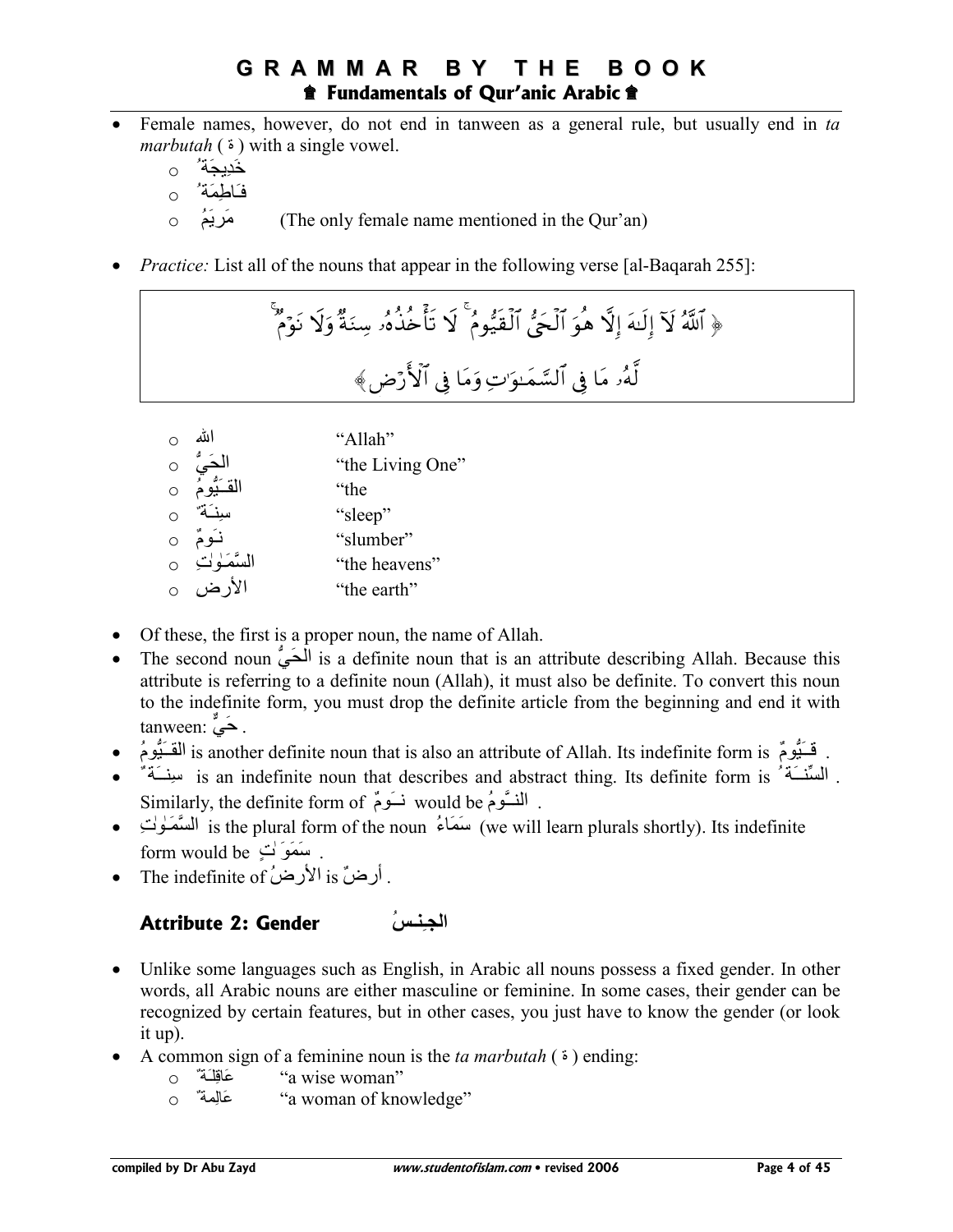- Female names, however, do not end in tanween as a general rule, but usually end in *ta marbutah* ( ة ) with a single vowel.
    - خَدِيجَةُ
    - فَاطِمَةُ
    - مَريَمُ (The only female name mentioned in the Qur'an)

- *Practice:* List all of the nouns that appear in the following verse [al-Baqarah 255]:

> ﴿ ٱللَّهُ لَآ إِلَـٰهَ إِلَّا هُوَ ٱلْحَىُّ ٱلْقَيُّومُ ۚ لَا تَأْخُذُهُۥ سِنَةٌ وَلَا نَوْمٌ ۚ لَّهُۥ مَا فِى ٱلسَّمَـٰوَٰتِ وَمَا فِى ٱلْأَرْضِ ﴾

- الله "Allah"
- الحَيُّ "the Living One"
- القَيُّومُ "the
- سِنَةٌ "sleep"
- نَومٌ "slumber"
- السَّمَٰوٰتِ "the heavens"
- الأرض "the earth"

- Of these, the first is a proper noun, the name of Allah.
- The second noun الحَيُّ is a definite noun that is an attribute describing Allah. Because this attribute is referring to a definite noun (Allah), it must also be definite. To convert this noun to the indefinite form, you must drop the definite article from the beginning and end it with tanween: حَيٌّ .
- القَيُّومُ is another definite noun that is also an attribute of Allah. Its indefinite form is قَيُّومٌ .
- سِنَةٌ is an indefinite noun that describes and abstract thing. Its definite form is السِّنَةُ . Similarly, the definite form of نَومٌ would be النَّومُ .
- السَّمَٰوٰتِ is the plural form of the noun سَمَاءُ (we will learn plurals shortly). Its indefinite form would be سَمَوَاتٍ .
- The indefinite of الأرضُ is أرضٌ .

### Attribute 2: Gender الجِنسُ

- Unlike some languages such as English, in Arabic all nouns possess a fixed gender. In other words, all Arabic nouns are either masculine or feminine. In some cases, their gender can be recognized by certain features, but in other cases, you just have to know the gender (or look it up).
- A common sign of a feminine noun is the *ta marbutah* ( ة ) ending:
    - عَاقِلَةٌ "a wise woman"
    - عَالِمةٌ "a woman of knowledge"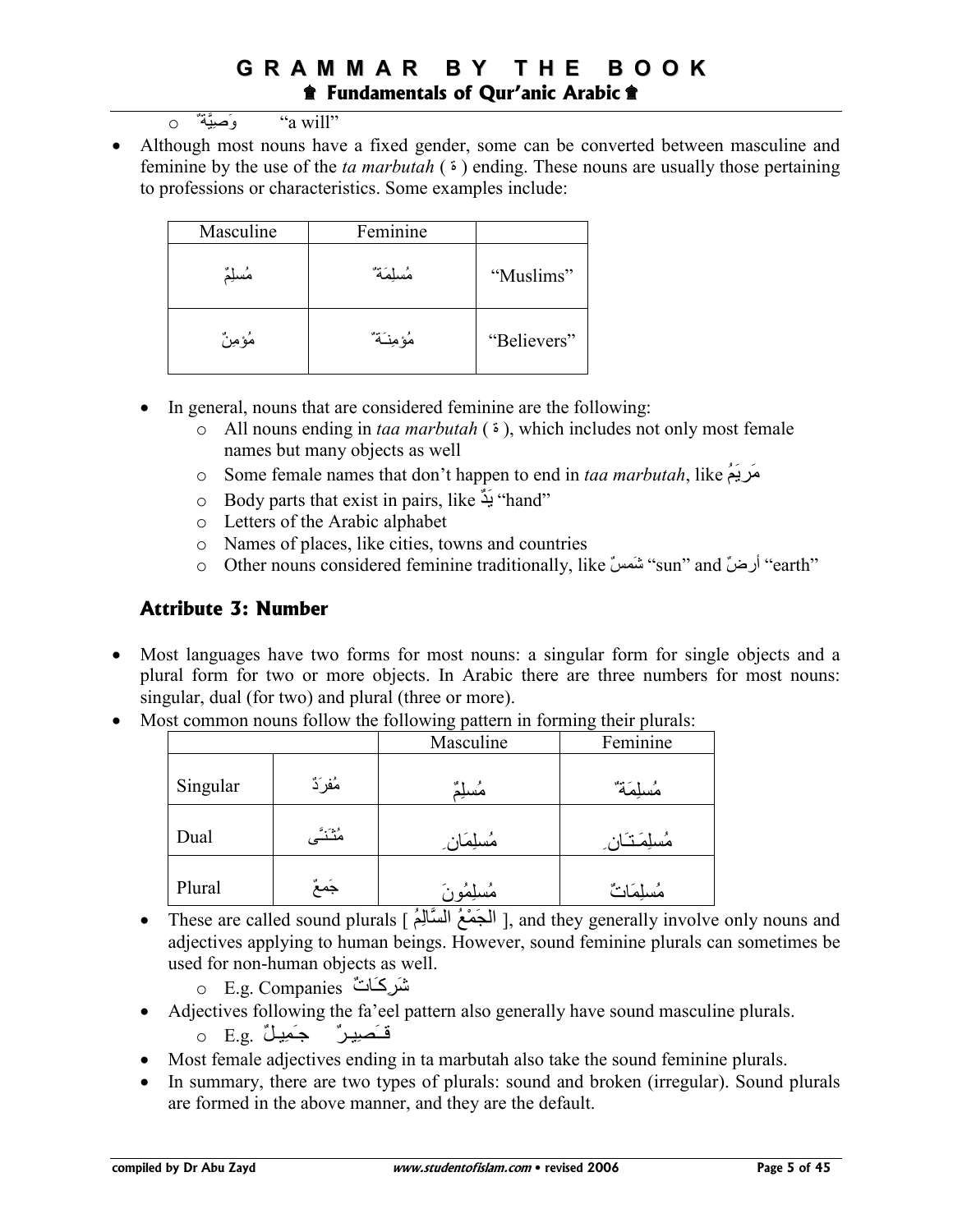- o وَصِيَّةٌ "a will"

- Although most nouns have a fixed gender, some can be converted between masculine and feminine by the use of the *ta marbutah* ( ة ) ending. These nouns are usually those pertaining to professions or characteristics. Some examples include:

| Masculine | Feminine | |
|---|---|---|
| مُسلِمٌ | مُسلِمَةٌ | "Muslims" |
| مُؤمِنٌ | مُؤمِنَـةٌ | "Believers" |

- In general, nouns that are considered feminine are the following:
  - o All nouns ending in *taa marbutah* ( ة ), which includes not only most female names but many objects as well
  - o Some female names that don't happen to end in *taa marbutah*, like مَريَمُ
  - o Body parts that exist in pairs, like يَدٌ "hand"
  - o Letters of the Arabic alphabet
  - o Names of places, like cities, towns and countries
  - o Other nouns considered feminine traditionally, like شَمسٌ "sun" and أرضٌ "earth"

## Attribute 3: Number

- Most languages have two forms for most nouns: a singular form for single objects and a plural form for two or more objects. In Arabic there are three numbers for most nouns: singular, dual (for two) and plural (three or more).
- Most common nouns follow the following pattern in forming their plurals:

| | | Masculine | Feminine |
|---|---|---|---|
| Singular | مُفرَدٌ | مُسلِمٌ | مُسلِمَةٌ |
| Dual | مُثَنًّى | مُسلِمَانِ | مُسلِمَـتَـانِ |
| Plural | جَمعٌ | مُسلِمُونَ | مُسلِمَاتٌ |

- These are called sound plurals [ الجَمْعُ السَّالِمُ ], and they generally involve only nouns and adjectives applying to human beings. However, sound feminine plurals can sometimes be used for non-human objects as well.
  - o E.g. Companies شَرِكَـاتٌ
- Adjectives following the fa'eel pattern also generally have sound masculine plurals.
  - o E.g. جَـمِيـلٌ قَـصِيـرٌ
- Most female adjectives ending in ta marbutah also take the sound feminine plurals.
- In summary, there are two types of plurals: sound and broken (irregular). Sound plurals are formed in the above manner, and they are the default.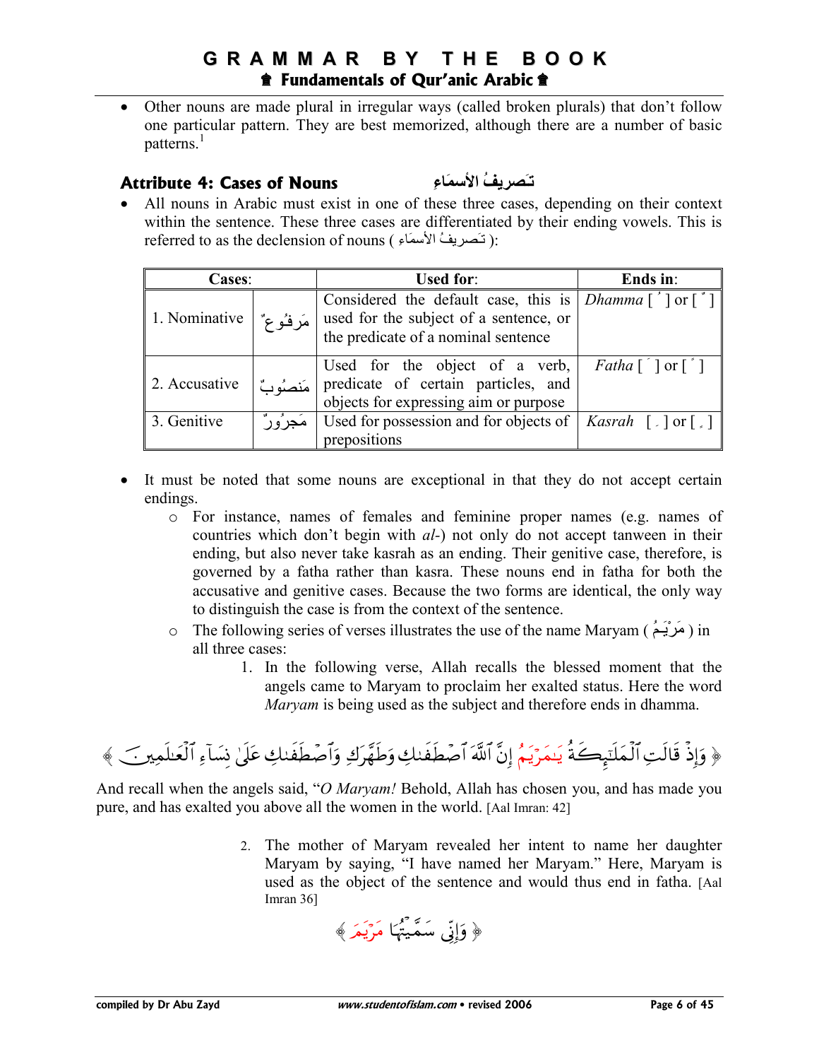- Other nouns are made plural in irregular ways (called broken plurals) that don't follow one particular pattern. They are best memorized, although there are a number of basic patterns.[1]

## Attribute 4: Cases of Nouns تَصريفُ الأسمَاءِ

- All nouns in Arabic must exist in one of these three cases, depending on their context within the sentence. These three cases are differentiated by their ending vowels. This is referred to as the declension of nouns ( تَصريفُ الأسمَاء ):

| **Cases**: | | **Used for**: | **Ends in**: |
|---|---|---|---|
| 1. Nominative | مَرفُوعٌ | Considered the default case, this is used for the subject of a sentence, or the predicate of a nominal sentence | *Dhamma* [ ُ ] or [ ٌ ] |
| 2. Accusative | مَنصُوبٌ | Used for the object of a verb, predicate of certain particles, and objects for expressing aim or purpose | *Fatha* [ َ ] or [ ً ] |
| 3. Genitive | مَجرُورٌ | Used for possession and for objects of prepositions | *Kasrah* [ ِ ] or [ ٍ ] |

- It must be noted that some nouns are exceptional in that they do not accept certain endings.
  - For instance, names of females and feminine proper names (e.g. names of countries which don't begin with *al-*) not only do not accept tanween in their ending, but also never take kasrah as an ending. Their genitive case, therefore, is governed by a fatha rather than kasra. These nouns end in fatha for both the accusative and genitive cases. Because the two forms are identical, the only way to distinguish the case is from the context of the sentence.
  - The following series of verses illustrates the use of the name Maryam ( مَرْيَمُ ) in all three cases:
    1. In the following verse, Allah recalls the blessed moment that the angels came to Maryam to proclaim her exalted status. Here the word *Maryam* is being used as the subject and therefore ends in dhamma.

﴿ وَإِذْ قَالَتِ ٱلْمَلَٰٓئِكَةُ يَٰمَرْيَمُ إِنَّ ٱللَّهَ ٱصْطَفَىٰكِ وَطَهَّرَكِ وَٱصْطَفَىٰكِ عَلَىٰ نِسَآءِ ٱلْعَٰلَمِينَ ﴾

And recall when the angels said, "*O Maryam!* Behold, Allah has chosen you, and has made you pure, and has exalted you above all the women in the world. [Aal Imran: 42]

2. The mother of Maryam revealed her intent to name her daughter Maryam by saying, "I have named her Maryam." Here, Maryam is used as the object of the sentence and would thus end in fatha. [Aal Imran 36]

﴿ وَإِنِّى سَمَّيْتُهَا مَرْيَمَ ﴾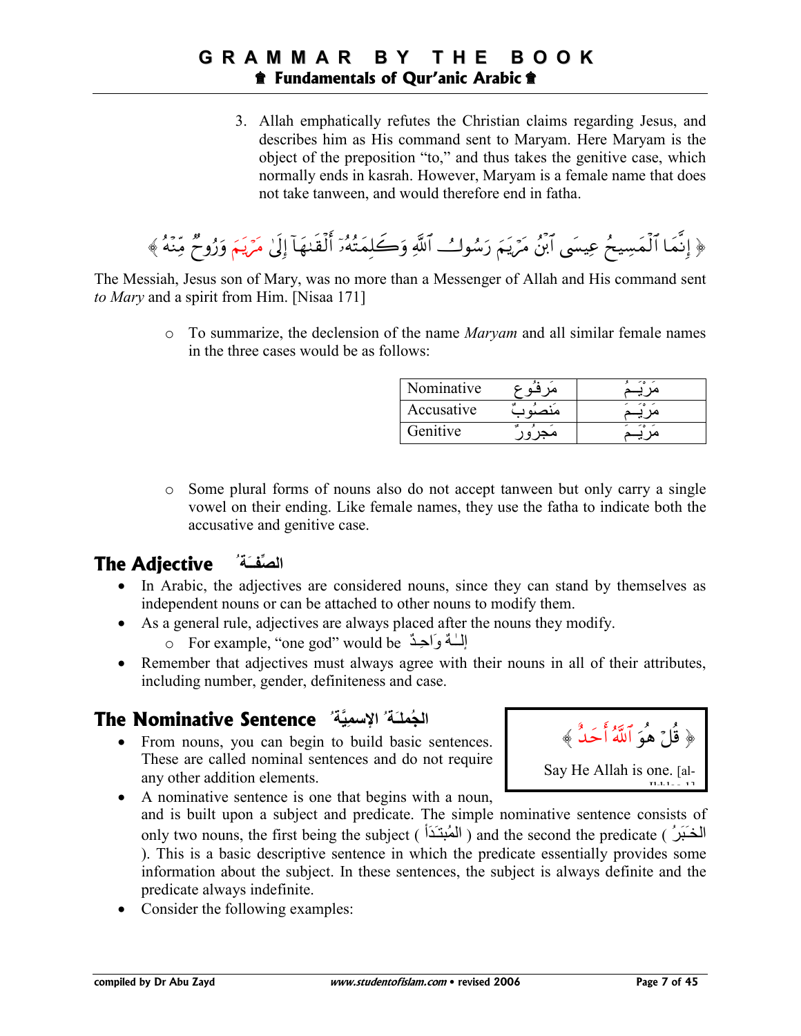3. Allah emphatically refutes the Christian claims regarding Jesus, and describes him as His command sent to Maryam. Here Maryam is the object of the preposition "to," and thus takes the genitive case, which normally ends in kasrah. However, Maryam is a female name that does not take tanween, and would therefore end in fatha.

﴿ إِنَّمَا ٱلۡمَسِيحُ عِيسَى ٱبۡنُ مَرۡيَمَ رَسُولُ ٱللَّهِ وَكَلِمَتُهُۥٓ أَلۡقَىٰهَآ إِلَىٰ مَرۡيَمَ وَرُوحٞ مِّنۡهُ ﴾

The Messiah, Jesus son of Mary, was no more than a Messenger of Allah and His command sent *to Mary* and a spirit from Him. [Nisaa 171]

- To summarize, the declension of the name *Maryam* and all similar female names in the three cases would be as follows:

| Nominative | مَرفُوع | مَرْيَـمُ |
|---|---|---|
| Accusative | مَنصُوبٌ | مَرْيَـمَ |
| Genitive | مَجرُورٌ | مَرْيَـمَ |

- Some plural forms of nouns also do not accept tanween but only carry a single vowel on their ending. Like female names, they use the fatha to indicate both the accusative and genitive case.

## The Adjective الصِّفَـةُ

- In Arabic, the adjectives are considered nouns, since they can stand by themselves as independent nouns or can be attached to other nouns to modify them.
- As a general rule, adjectives are always placed after the nouns they modify.
  - For example, "one god" would be إِلـٰهٌ وَاحِـدٌ
- Remember that adjectives must always agree with their nouns in all of their attributes, including number, gender, definiteness and case.

## The Nominative Sentence الجُملَـةُ الإسمِيَّةُ

﴿ قُلۡ هُوَ ٱللَّهُ أَحَدٌ ﴾

Say He Allah is one. [al-Ikhlas 1]

- From nouns, you can begin to build basic sentences. These are called nominal sentences and do not require any other addition elements.
- A nominative sentence is one that begins with a noun, and is built upon a subject and predicate. The simple nominative sentence consists of only two nouns, the first being the subject ( المُبتَـدَأ ) and the second the predicate ( الخَـبَرُ ). This is a basic descriptive sentence in which the predicate essentially provides some information about the subject. In these sentences, the subject is always definite and the predicate always indefinite.
- Consider the following examples: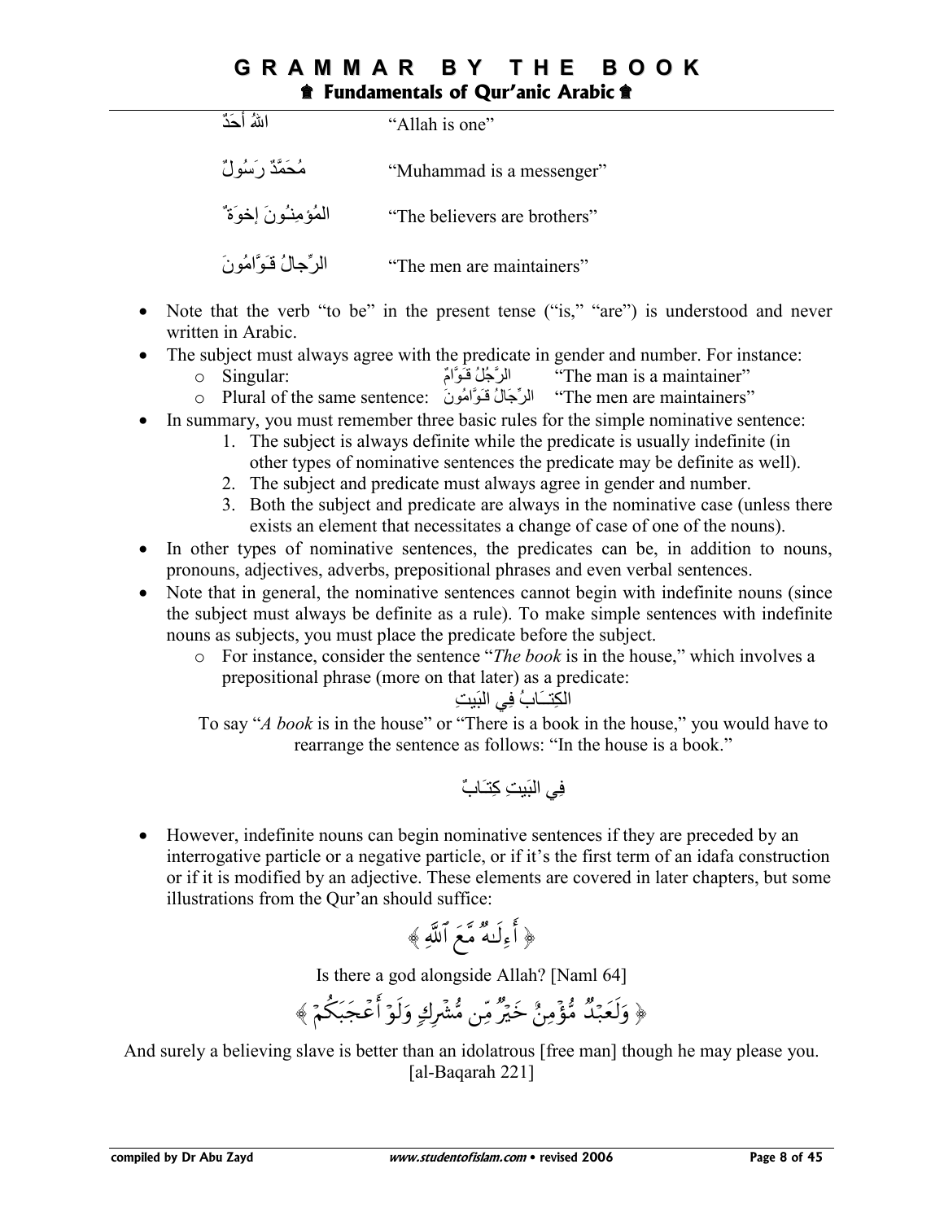| | |
|---|---|
| اللهُ أَحَدٌ | "Allah is one" |
| مُحَمَّدٌ رَسُولٌ | "Muhammad is a messenger" |
| المُؤمِنُـونَ إخوَةٌ | "The believers are brothers" |
| الرِّجالُ قَـوَّامُونَ | "The men are maintainers" |

- Note that the verb "to be" in the present tense ("is," "are") is understood and never written in Arabic.
- The subject must always agree with the predicate in gender and number. For instance:
  - Singular: الرَّجُلُ قَـوَّامٌ "The man is a maintainer"
  - Plural of the same sentence: الرِّجَالُ قَـوَّامُونَ "The men are maintainers"
- In summary, you must remember three basic rules for the simple nominative sentence:
  1. The subject is always definite while the predicate is usually indefinite (in other types of nominative sentences the predicate may be definite as well).
  2. The subject and predicate must always agree in gender and number.
  3. Both the subject and predicate are always in the nominative case (unless there exists an element that necessitates a change of case of one of the nouns).
- In other types of nominative sentences, the predicates can be, in addition to nouns, pronouns, adjectives, adverbs, prepositional phrases and even verbal sentences.
- Note that in general, the nominative sentences cannot begin with indefinite nouns (since the subject must always be definite as a rule). To make simple sentences with indefinite nouns as subjects, you must place the predicate before the subject.
  - For instance, consider the sentence "*The book* is in the house," which involves a prepositional phrase (more on that later) as a predicate:

    الكِتَـابُ فِي البَيتِ

  To say "*A book* is in the house" or "There is a book in the house," you would have to rearrange the sentence as follows: "In the house is a book."

  فِي البَيتِ كِتَـابٌ

- However, indefinite nouns can begin nominative sentences if they are preceded by an interrogative particle or a negative particle, or if it's the first term of an idafa construction or if it is modified by an adjective. These elements are covered in later chapters, but some illustrations from the Qur'an should suffice:

﴿ أَءِلَـٰهٌ مَّعَ ٱللَّهِ ﴾

Is there a god alongside Allah? [Naml 64]

﴿ وَلَعَبْدٌ مُّؤْمِنٌ خَيْرٌ مِّن مُّشْرِكٍ وَلَوْ أَعْجَبَكُمْ ﴾

And surely a believing slave is better than an idolatrous [free man] though he may please you. [al-Baqarah 221]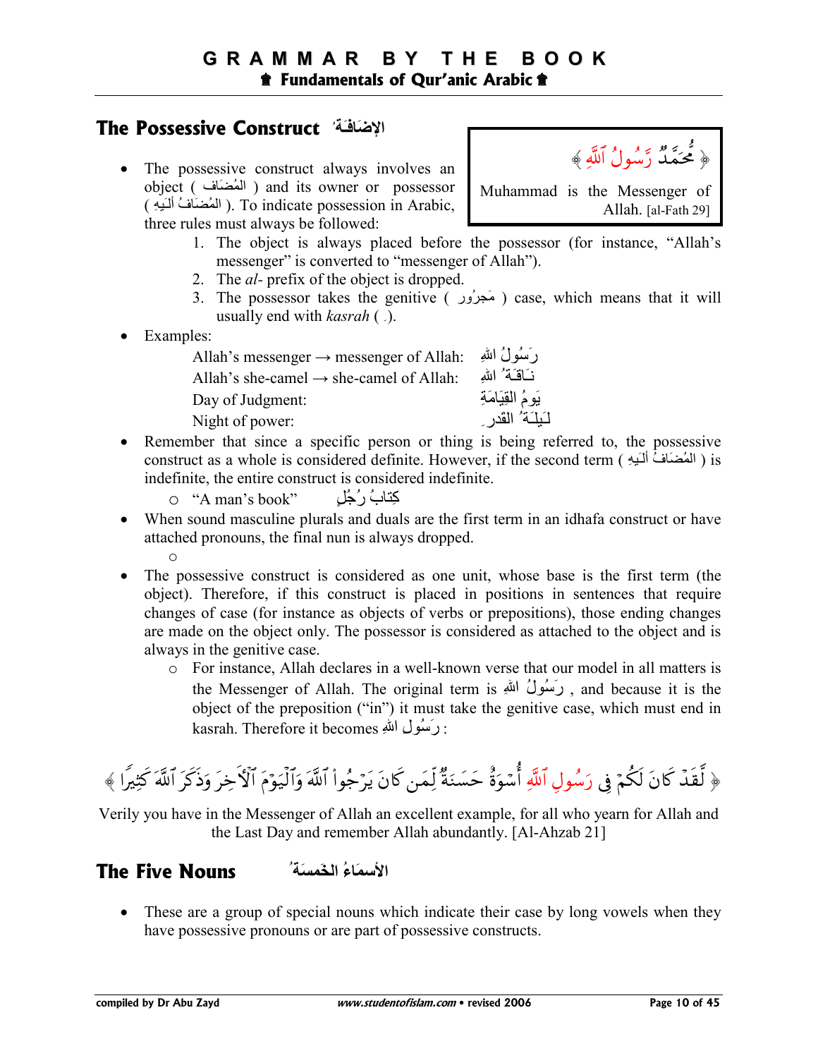## The Possessive Construct الإضَافَةُ

> ﴿ مُّحَمَّدٌ رَّسُولُ ٱللَّهِ ﴾
>
> Muhammad is the Messenger of Allah. [al-Fath 29]

- The possessive construct always involves an object ( المُضَاف ) and its owner or possessor ( المُضَافُ أَلَيهِ ). To indicate possession in Arabic, three rules must always be followed:
  1. The object is always placed before the possessor (for instance, "Allah's messenger" is converted to "messenger of Allah").
  2. The *al-* prefix of the object is dropped.
  3. The possessor takes the genitive ( مَجرُور ) case, which means that it will usually end with *kasrah* ( ِ ).
- Examples:

  | | |
  |---|---|
  | Allah's messenger → messenger of Allah: | رَسُولُ اللهِ |
  | Allah's she-camel → she-camel of Allah: | نَاقَةُ اللهِ |
  | Day of Judgment: | يَومُ القِيَامَةِ |
  | Night of power: | لَيلَةُ القدرِ |

- Remember that since a specific person or thing is being referred to, the possessive construct as a whole is considered definite. However, if the second term ( المُضَافُ أَلَيهِ ) is indefinite, the entire construct is considered indefinite.
  - "A man's book" كِتابُ رُجُلٍ
- When sound masculine plurals and duals are the first term in an idhafa construct or have attached pronouns, the final nun is always dropped.
  -
- The possessive construct is considered as one unit, whose base is the first term (the object). Therefore, if this construct is placed in positions in sentences that require changes of case (for instance as objects of verbs or prepositions), those ending changes are made on the object only. The possessor is considered as attached to the object and is always in the genitive case.
  - For instance, Allah declares in a well-known verse that our model in all matters is the Messenger of Allah. The original term is رَسُولُ اللهِ , and because it is the object of the preposition ("in") it must take the genitive case, which must end in kasrah. Therefore it becomes رَسُولِ اللهِ :

> ﴿ لَّقَدْ كَانَ لَكُمْ فِي رَسُولِ ٱللَّهِ أُسْوَةٌ حَسَنَةٌ لِّمَن كَانَ يَرْجُواْ ٱللَّهَ وَٱلْيَوْمَ ٱلْآخِرَ وَذَكَرَ ٱللَّهَ كَثِيرًا ﴾

Verily you have in the Messenger of Allah an excellent example, for all who yearn for Allah and the Last Day and remember Allah abundantly. [Al-Ahzab 21]

## The Five Nouns الأسمَاءُ الخَمسَةُ

- These are a group of special nouns which indicate their case by long vowels when they have possessive pronouns or are part of possessive constructs.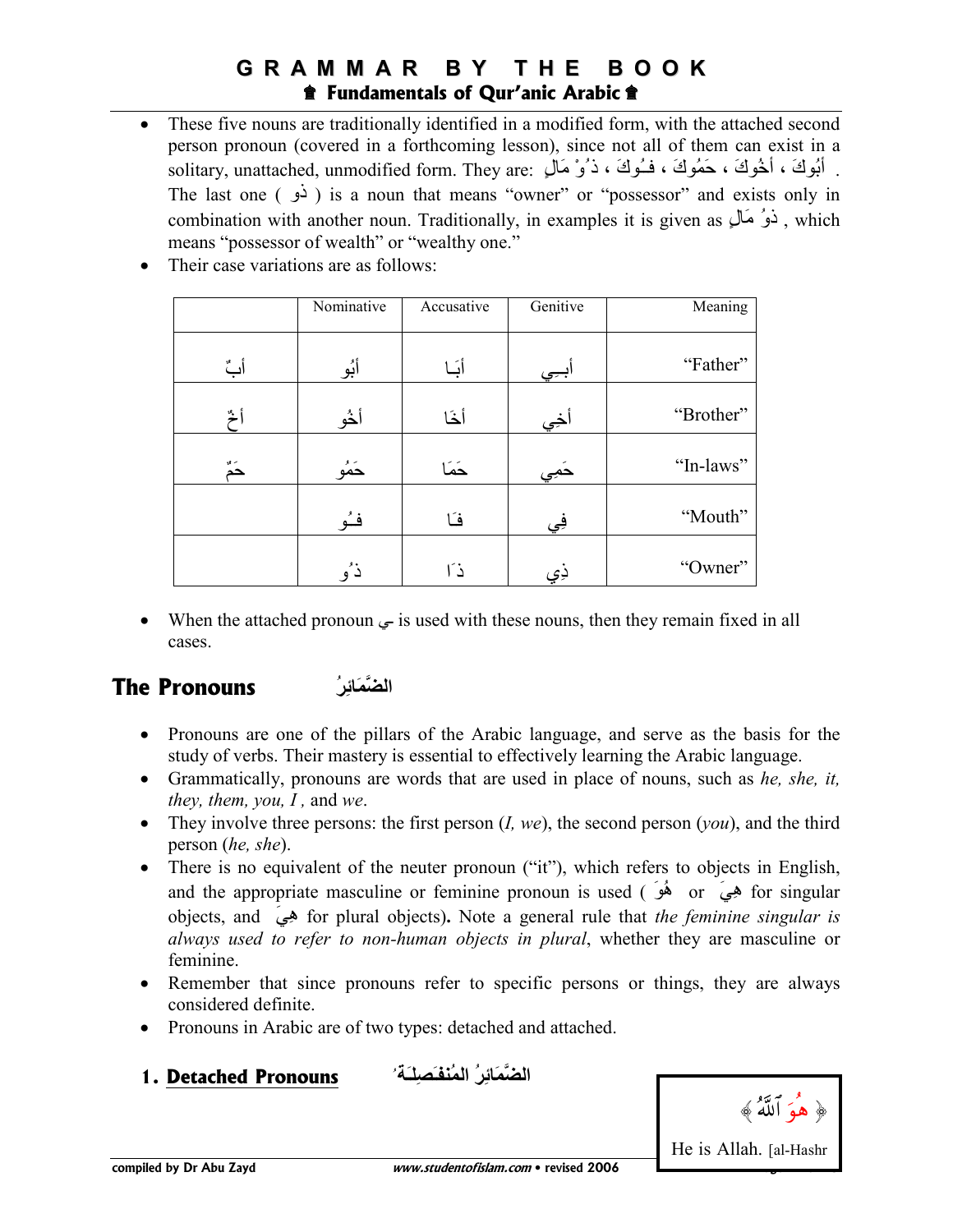- These five nouns are traditionally identified in a modified form, with the attached second person pronoun (covered in a forthcoming lesson), since not all of them can exist in a solitary, unattached, unmodified form. They are: أبُوكَ ، أخُوكَ ، حَمُوكَ ، فـُوكَ ، ذ ُوْ مَالٍ .
  The last one ( ذو ) is a noun that means "owner" or "possessor" and exists only in combination with another noun. Traditionally, in examples it is given as ذوُ مَالٍ , which means "possessor of wealth" or "wealthy one."
- Their case variations are as follows:

| | Nominative | Accusative | Genitive | Meaning |
|---|---|---|---|---|
| أبٌ | أبُو | أبَـا | أبِـي | "Father" |
| أخٌ | أخُو | أخَا | أخِي | "Brother" |
| حَمٌ | حَمُو | حَمَا | حَمِي | "In-laws" |
| | فـُو | فـَا | فِي | "Mouth" |
| | ذ ُو | ذ َا | ذِي | "Owner" |

- When the attached pronoun ـي is used with these nouns, then they remain fixed in all cases.

## The Pronouns الضَّمَائِرُ

- Pronouns are one of the pillars of the Arabic language, and serve as the basis for the study of verbs. Their mastery is essential to effectively learning the Arabic language.
- Grammatically, pronouns are words that are used in place of nouns, such as *he, she, it, they, them, you, I ,* and *we*.
- They involve three persons: the first person (*I, we*), the second person (*you*), and the third person (*he, she*).
- There is no equivalent of the neuter pronoun ("it"), which refers to objects in English, and the appropriate masculine or feminine pronoun is used ( هُوَ or هِيَ for singular objects, and هِيَ for plural objects)**.** Note a general rule that *the feminine singular is always used to refer to non-human objects in plural*, whether they are masculine or feminine.
- Remember that since pronouns refer to specific persons or things, they are always considered definite.
- Pronouns in Arabic are of two types: detached and attached.

### 1. Detached Pronouns الضَّمَائِرُ المُنفَصِلَـةُ

﴿ هُوَ ٱللَّهُ ﴾

He is Allah. [al-Hashr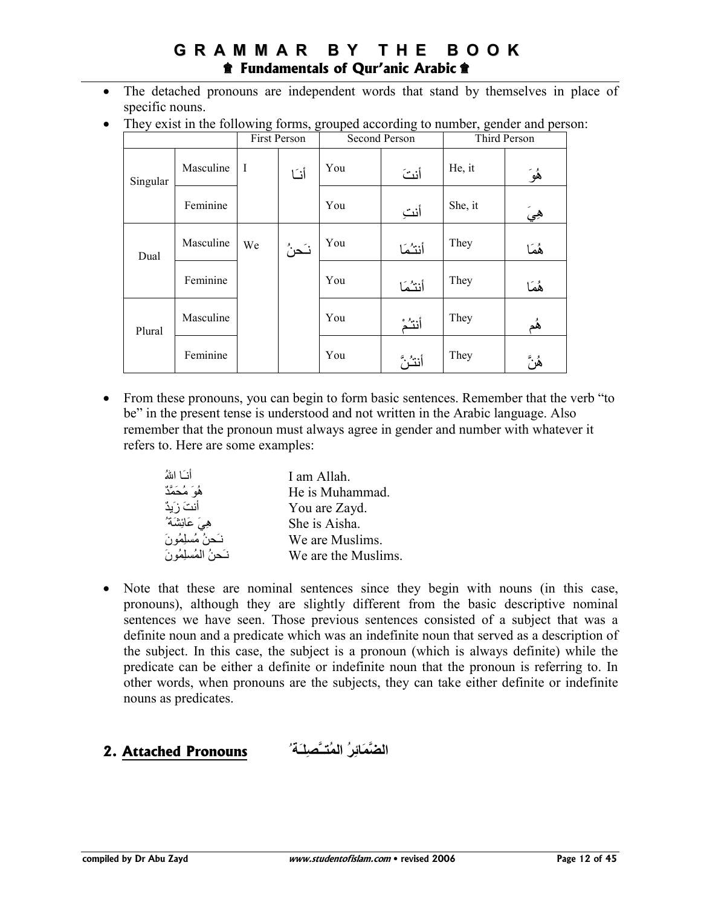- The detached pronouns are independent words that stand by themselves in place of specific nouns.
- They exist in the following forms, grouped according to number, gender and person:

| | | First Person | | Second Person | | Third Person | |
|---|---|---|---|---|---|---|---|
| Singular | Masculine | I | أنَـا | You | أنتَ | He, it | هُوَ |
| | Feminine | | | You | أنتِ | She, it | هِيَ |
| Dual | Masculine | We | نَـحنُ | You | أنتـُمَا | They | هُمَا |
| | Feminine | | | You | أنتـُمَا | They | هُمَا |
| Plural | Masculine | | | You | أنتـُمْ | They | هُم |
| | Feminine | | | You | أنتـُنَّ | They | هُنَّ |

- From these pronouns, you can begin to form basic sentences. Remember that the verb "to be" in the present tense is understood and not written in the Arabic language. Also remember that the pronoun must always agree in gender and number with whatever it refers to. Here are some examples:

| | |
|---|---|
| أنَـا اللهُ | I am Allah. |
| هُوَ مُحَمَّدٌ | He is Muhammad. |
| أنتَ زَيدٌ | You are Zayd. |
| هِيَ عَائِشَةُ | She is Aisha. |
| نَـحنُ مُسلِمُونَ | We are Muslims. |
| نَـحنُ المُسلِمُونَ | We are the Muslims. |

- Note that these are nominal sentences since they begin with nouns (in this case, pronouns), although they are slightly different from the basic descriptive nominal sentences we have seen. Those previous sentences consisted of a subject that was a definite noun and a predicate which was an indefinite noun that served as a description of the subject. In this case, the subject is a pronoun (which is always definite) while the predicate can be either a definite or indefinite noun that the pronoun is referring to. In other words, when pronouns are the subjects, they can take either definite or indefinite nouns as predicates.

## 2. Attached Pronouns الضَّمَائِرُ المُتـَّصِلـَةُ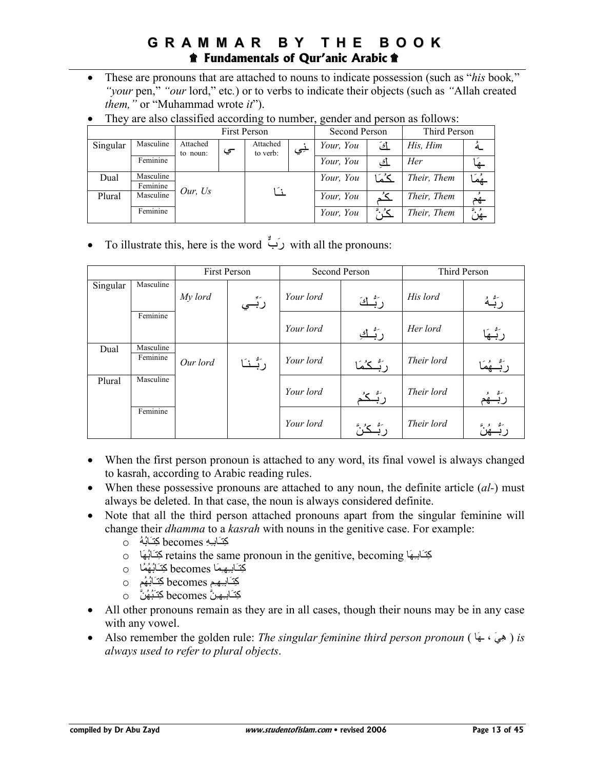- These are pronouns that are attached to nouns to indicate possession (such as "*his* book," "*your* pen," "*our* lord," etc.) or to verbs to indicate their objects (such as "Allah created *them,*" or "Muhammad wrote *it*").
- They are also classified according to number, gender and person as follows:

| | | First Person | | | | Second Person | | Third Person | |
|---|---|---|---|---|---|---|---|---|---|
| Singular | Masculine | Attached to noun: | ـي | Attached to verb: | ـنِي | *Your, You* | ـكَ | *His, Him* | ـهُ |
| | Feminine | | | | | *Your, You* | ـكِ | *Her* | ـهَا |
| Dual | Masculine / Feminine | *Our, Us* | | ـنَا | | *Your, You* | ـكُمَا | *Their, Them* | ـهُمَا |
| Plural | Masculine | | | | | *Your, You* | ـكُم | *Their, Them* | ـهُم |
| | Feminine | | | | | *Your, You* | ـكُنَّ | *Their, Them* | ـهُنَّ |

- To illustrate this, here is the word رَبٌّ with all the pronouns:

| | | First Person | | Second Person | | Third Person | |
|---|---|---|---|---|---|---|---|
| Singular | Masculine | *My lord* | رَبِّي | *Your lord* | رَبُّكَ | *His lord* | رَبُّهُ |
| | Feminine | | | *Your lord* | رَبُّكِ | *Her lord* | رَبُّهَا |
| Dual | Masculine / Feminine | *Our lord* | رَبُّنَا | *Your lord* | رَبُّكُمَا | *Their lord* | رَبُّهُمَا |
| Plural | Masculine | | | *Your lord* | رَبُّكُم | *Their lord* | رَبُّهُم |
| | Feminine | | | *Your lord* | رَبُّكُنَّ | *Their lord* | رَبُّهُنَّ |

- When the first person pronoun is attached to any word, its final vowel is always changed to kasrah, according to Arabic reading rules.
- When these possessive pronouns are attached to any noun, the definite article (*al-*) must always be deleted. In that case, the noun is always considered definite.
- Note that all the third person attached pronouns apart from the singular feminine will change their *dhamma* to a *kasrah* with nouns in the genitive case. For example:
  - كِتَابُهُ becomes كِتَابِهِ
  - كِتَابُهَا retains the same pronoun in the genitive, becoming كِتَابِهَا
  - كِتَابُهُمَا becomes كِتَابِهِمَا
  - كِتَابُهُم becomes كِتَابِهِم
  - كِتَابُهُنَّ becomes كِتَابِهِنَّ
- All other pronouns remain as they are in all cases, though their nouns may be in any case with any vowel.
- Also remember the golden rule: *The singular feminine third person pronoun* ( هِيَ ، ـهَا ) *is always used to refer to plural objects*.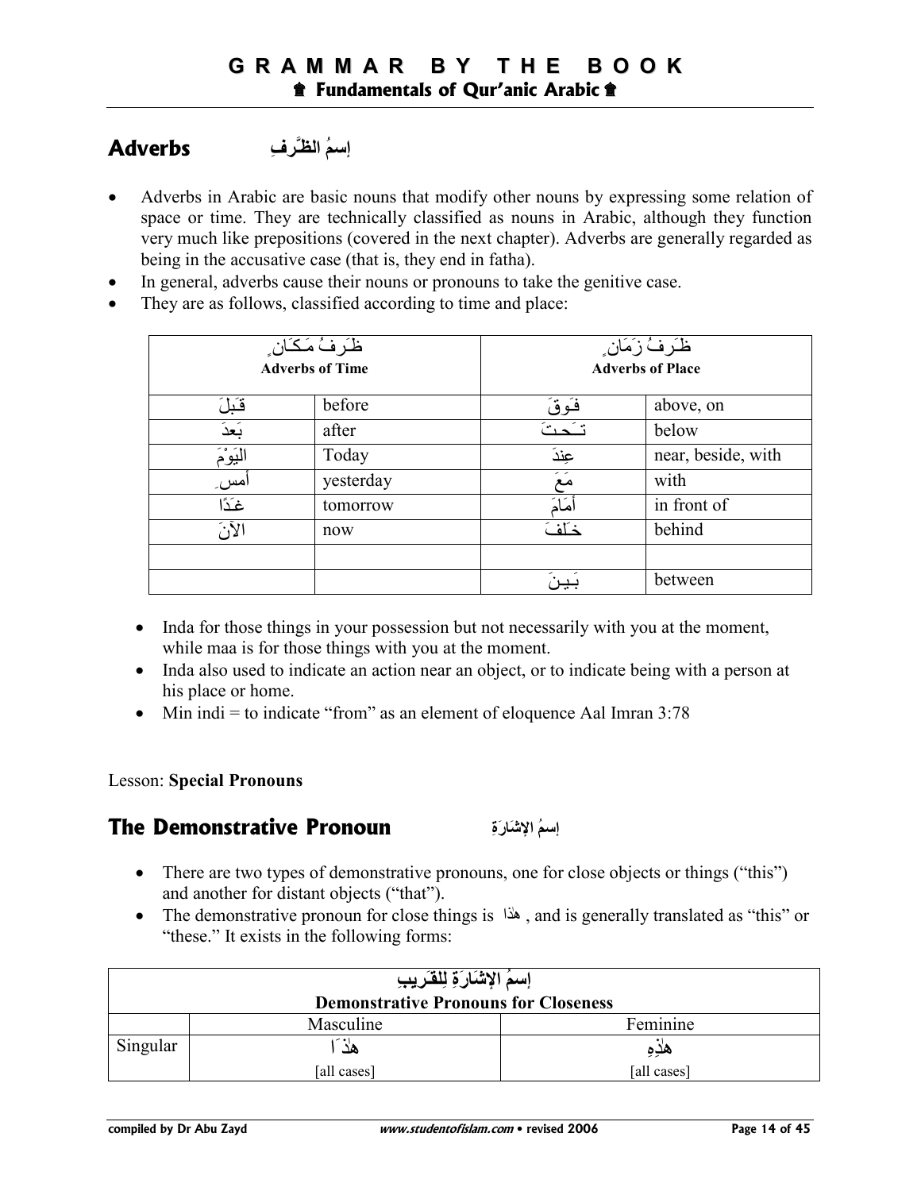## Adverbs إسمُ الظَّرفِ

- Adverbs in Arabic are basic nouns that modify other nouns by expressing some relation of space or time. They are technically classified as nouns in Arabic, although they function very much like prepositions (covered in the next chapter). Adverbs are generally regarded as being in the accusative case (that is, they end in fatha).
- In general, adverbs cause their nouns or pronouns to take the genitive case.
- They are as follows, classified according to time and place:

| ظَرفُ مَكَانٍ **Adverbs of Time** | | ظَرفُ زَمَانٍ **Adverbs of Place** | |
|---|---|---|---|
| قَبلَ | before | فَوقَ | above, on |
| بَعدَ | after | تَحتَ | below |
| اليَومَ | Today | عِندَ | near, beside, with |
| أمسِ | yesterday | مَعَ | with |
| غَدًا | tomorrow | أمَامَ | in front of |
| الآنَ | now | خَلفَ | behind |
| | | | |
| | | بَينَ | between |

- Inda for those things in your possession but not necessarily with you at the moment, while maa is for those things with you at the moment.
- Inda also used to indicate an action near an object, or to indicate being with a person at his place or home.
- Min indi = to indicate "from" as an element of eloquence Aal Imran 3:78

Lesson: **Special Pronouns**

## The Demonstrative Pronoun إسمُ الإشَارَةِ

- There are two types of demonstrative pronouns, one for close objects or things ("this") and another for distant objects ("that").
- The demonstrative pronoun for close things is هٰذا , and is generally translated as "this" or "these." It exists in the following forms:

| إسمُ الإشَارَةِ لِلقَرِيبِ **Demonstrative Pronouns for Closeness** | | |
|---|---|---|
| | Masculine | Feminine |
| Singular | هٰذَا [all cases] | هٰذِهِ [all cases] |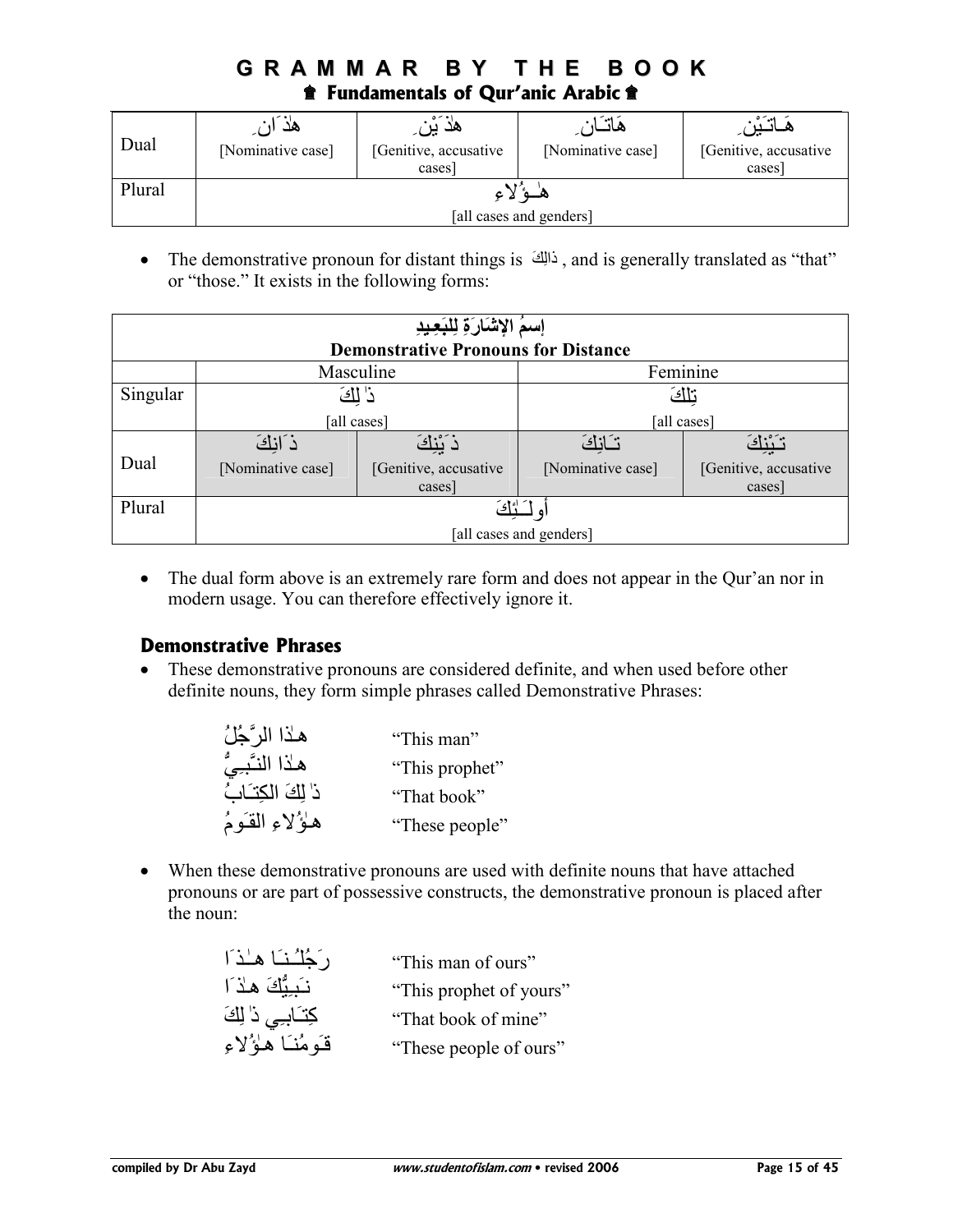| Dual | هٰذَانِ<br>[Nominative case] | هٰذَيْنِ<br>[Genitive, accusative cases] | هَاتَانِ<br>[Nominative case] | هَاتَيْنِ<br>[Genitive, accusative cases] |
|---|---|---|---|---|
| Plural | هٰؤُلاءِ<br>[all cases and genders] | | | |

- The demonstrative pronoun for distant things is ذَالِكَ , and is generally translated as "that" or "those." It exists in the following forms:

| إسمُ الإشَارَةِ لِلبَعِيدِ<br>**Demonstrative Pronouns for Distance** | | | | |
|---|---|---|---|---|
| | Masculine | | Feminine | |
| Singular | ذٰلِكَ<br>[all cases] | | تِلْكَ<br>[all cases] | |
| Dual | ذَانِكَ<br>[Nominative case] | ذَيْنِكَ<br>[Genitive, accusative cases] | تَانِكَ<br>[Nominative case] | تَيْنِكَ<br>[Genitive, accusative cases] |
| Plural | أولَـٰئِكَ<br>[all cases and genders] | | | |

- The dual form above is an extremely rare form and does not appear in the Qur'an nor in modern usage. You can therefore effectively ignore it.

### Demonstrative Phrases

- These demonstrative pronouns are considered definite, and when used before other definite nouns, they form simple phrases called Demonstrative Phrases:

| | |
|---|---|
| هٰذَا الرَّجُلُ | "This man" |
| هٰذَا النَّبِيُّ | "This prophet" |
| ذٰلِكَ الكِتَابُ | "That book" |
| هٰؤُلاءِ القَومُ | "These people" |

- When these demonstrative pronouns are used with definite nouns that have attached pronouns or are part of possessive constructs, the demonstrative pronoun is placed after the noun:

| | |
|---|---|
| رَجُلُنَا هٰذَا | "This man of ours" |
| نَبِيُّكَ هٰذَا | "This prophet of yours" |
| كِتَابِي ذٰلِكَ | "That book of mine" |
| قَومُنَا هٰؤُلاءِ | "These people of ours" |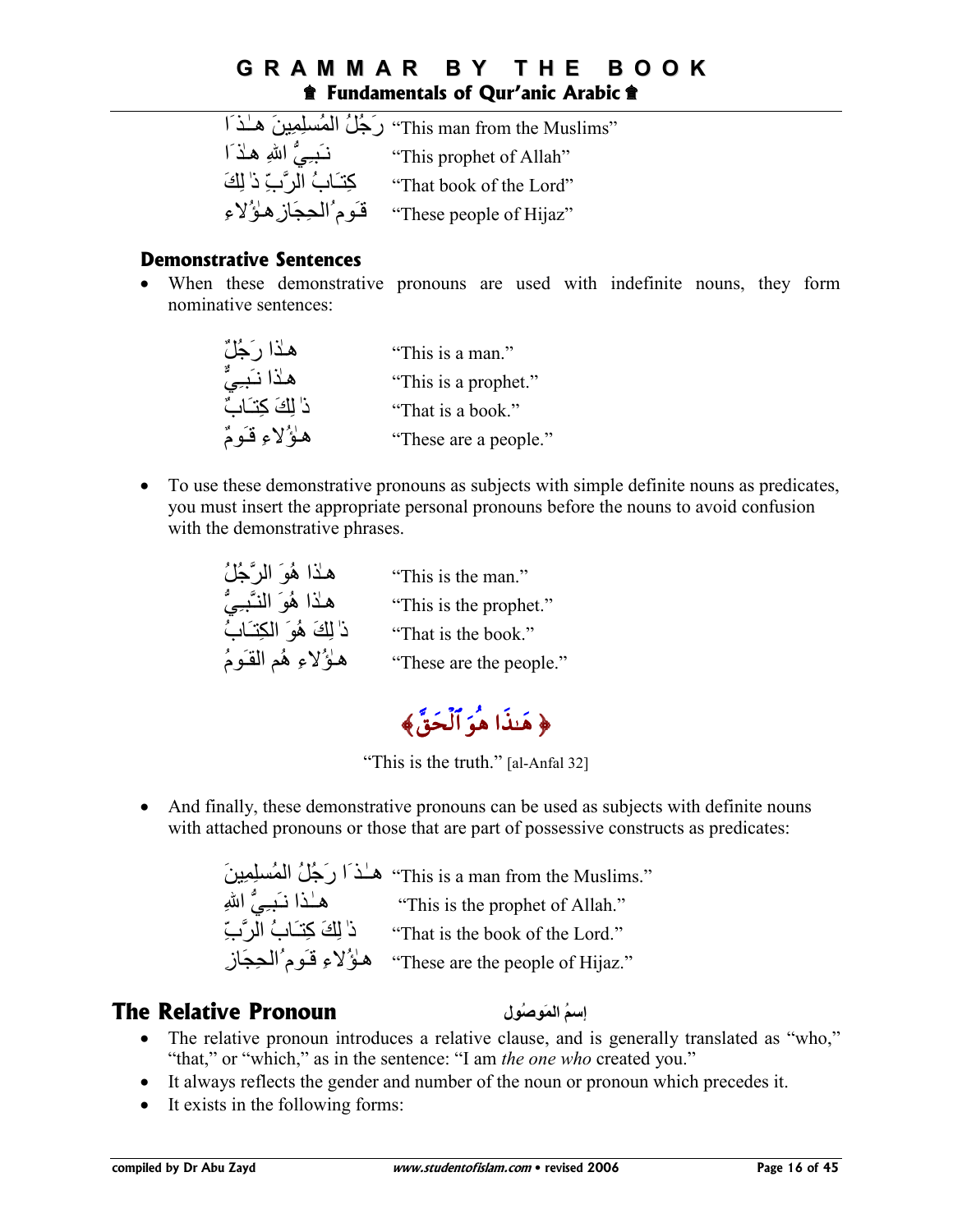| | |
|---|---|
| رَجُلُ المُسلِمِينَ هـٰذَا | "This man from the Muslims" |
| نَـبِيُّ اللهِ هـٰذَا | "This prophet of Allah" |
| كِتَـابُ الرَّبِّ ذٰلِكَ | "That book of the Lord" |
| قَومُ الحِجَازِ هـٰؤُلاءِ | "These people of Hijaz" |

### Demonstrative Sentences

- When these demonstrative pronouns are used with indefinite nouns, they form nominative sentences:

| | |
|---|---|
| هـٰذا رَجُلٌ | "This is a man." |
| هـٰذا نَـبِيٌّ | "This is a prophet." |
| ذٰلِكَ كِتَـابٌ | "That is a book." |
| هـٰؤُلاءِ قَـومٌ | "These are a people." |

- To use these demonstrative pronouns as subjects with simple definite nouns as predicates, you must insert the appropriate personal pronouns before the nouns to avoid confusion with the demonstrative phrases.

| | |
|---|---|
| هـٰذا هُوَ الرَّجُلُ | "This is the man." |
| هـٰذا هُوَ النَّـبِيُّ | "This is the prophet." |
| ذٰلِكَ هُوَ الكِتَـابُ | "That is the book." |
| هـٰؤُلاءِ هُم القَـومُ | "These are the people." |

﴿ هَـٰذَا هُوَ ٱلْحَقَّ ﴾

"This is the truth." [al-Anfal 32]

- And finally, these demonstrative pronouns can be used as subjects with definite nouns with attached pronouns or those that are part of possessive constructs as predicates:

| | |
|---|---|
| هـٰذَا رَجُلُ المُسلِمِينَ | "This is a man from the Muslims." |
| هـٰذا نَـبِيُّ اللهِ | "This is the prophet of Allah." |
| ذٰلِكَ كِتَـابُ الرَّبِّ | "That is the book of the Lord." |
| هـٰؤُلاءِ قَومُ الحِجَازِ | "These are the people of Hijaz." |

## The Relative Pronoun — إسمُ المَوصُول

- The relative pronoun introduces a relative clause, and is generally translated as "who," "that," or "which," as in the sentence: "I am *the one who* created you."
- It always reflects the gender and number of the noun or pronoun which precedes it.
- It exists in the following forms: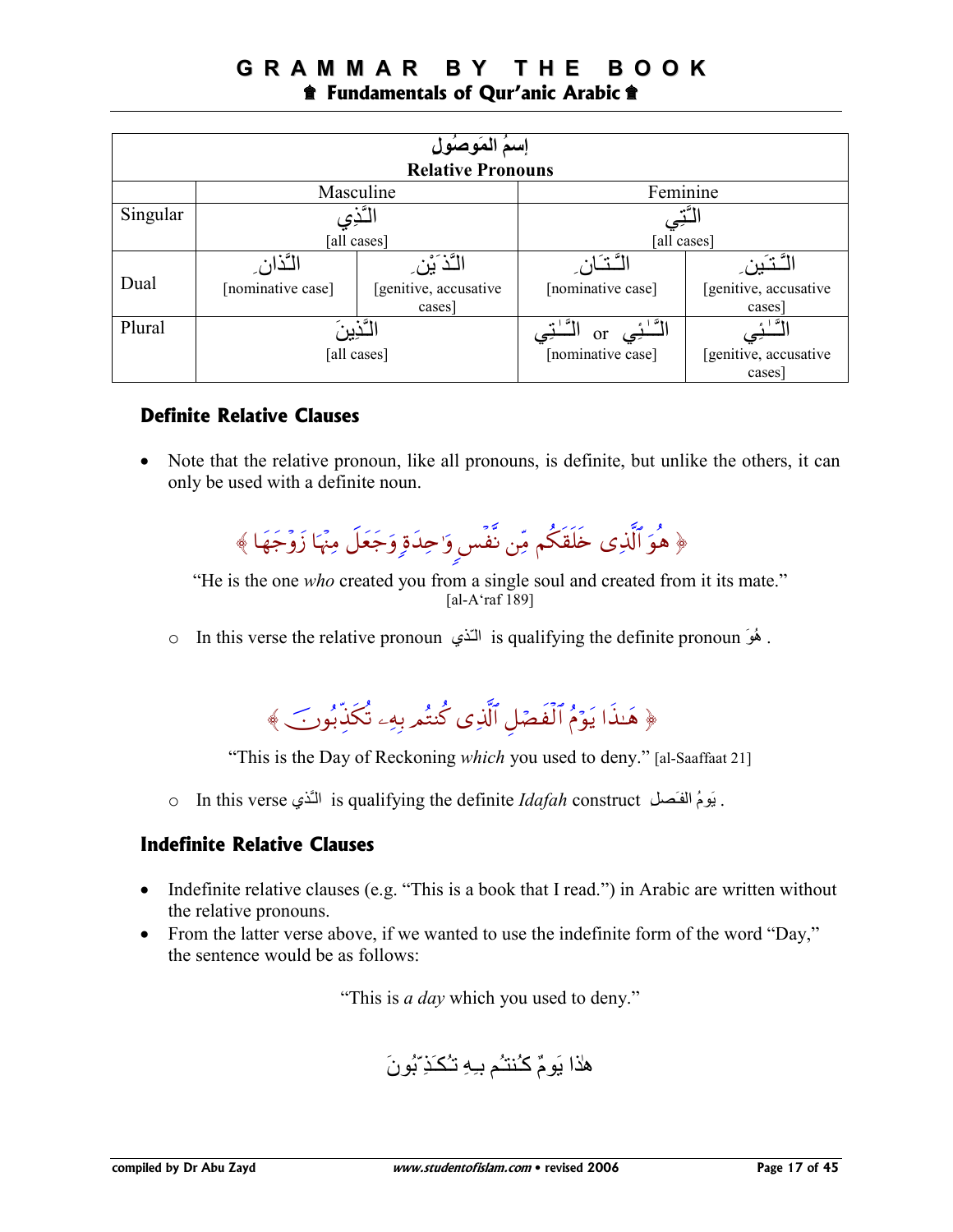| إسمُ المَوصُول<br>**Relative Pronouns** | | | | |
|---|---|---|---|---|
| | Masculine | | Feminine | |
| Singular | الَّذِي<br>[all cases] | | الَّتِي<br>[all cases] | |
| Dual | الَّذانِ<br>[nominative case] | الَّذَيْنِ<br>[genitive, accusative cases] | الَّتَانِ<br>[nominative case] | الَّتَينِ<br>[genitive, accusative cases] |
| Plural | الَّذِينَ<br>[all cases] | | الَّلائِي or الَّلاتِي<br>[nominative case] | الَّلائِي<br>[genitive, accusative cases] |

### Definite Relative Clauses

- Note that the relative pronoun, like all pronouns, is definite, but unlike the others, it can only be used with a definite noun.

﴿ هُوَ ٱلَّذِى خَلَقَكُم مِّن نَّفْسٍ وَٰحِدَةٍ وَجَعَلَ مِنْهَا زَوْجَهَا ﴾

"He is the one *who* created you from a single soul and created from it its mate." [al-A'raf 189]

  - In this verse the relative pronoun الّذي is qualifying the definite pronoun هُوَ .

﴿ هَـٰذَا يَوْمُ ٱلْفَصْلِ ٱلَّذِى كُنتُم بِهِۦ تُكَذِّبُونَ ﴾

"This is the Day of Reckoning *which* you used to deny." [al-Saaffaat 21]

  - In this verse الَّذي is qualifying the definite *Idafah* construct يَومُ الفَصل .

### Indefinite Relative Clauses

- Indefinite relative clauses (e.g. "This is a book that I read.") in Arabic are written without the relative pronouns.
- From the latter verse above, if we wanted to use the indefinite form of the word "Day," the sentence would be as follows:

"This is *a day* which you used to deny."

هٰذا يَومٌ كُنتُم بِهِ تُكَذِّبُونَ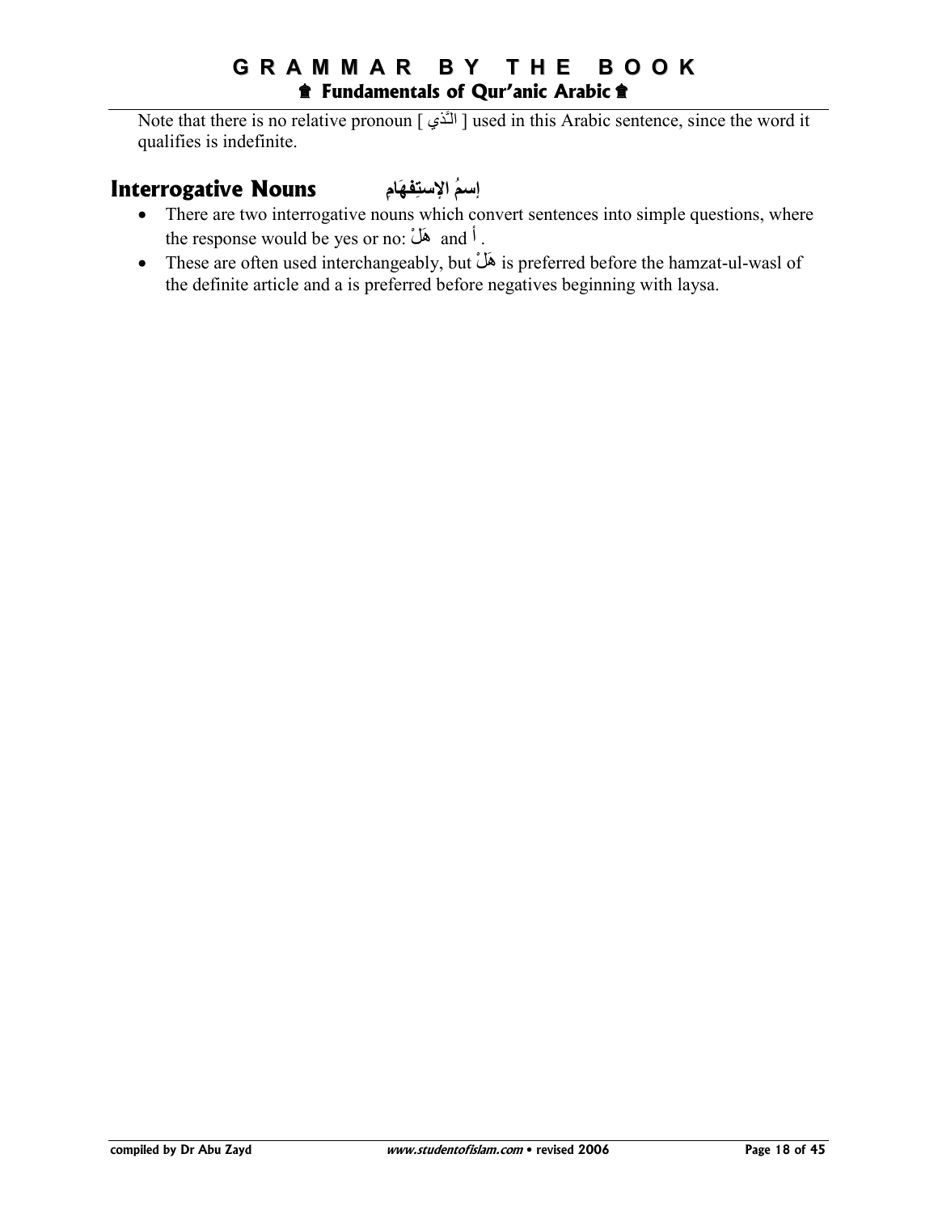Note that there is no relative pronoun [ الَّذي ] used in this Arabic sentence, since the word it qualifies is indefinite.

## Interrogative Nouns إسمُ الإستِفهَامِ

- There are two interrogative nouns which convert sentences into simple questions, where the response would be yes or no: هَلْ and أ .
- These are often used interchangeably, but هَلْ is preferred before the hamzat-ul-wasl of the definite article and a is preferred before negatives beginning with laysa.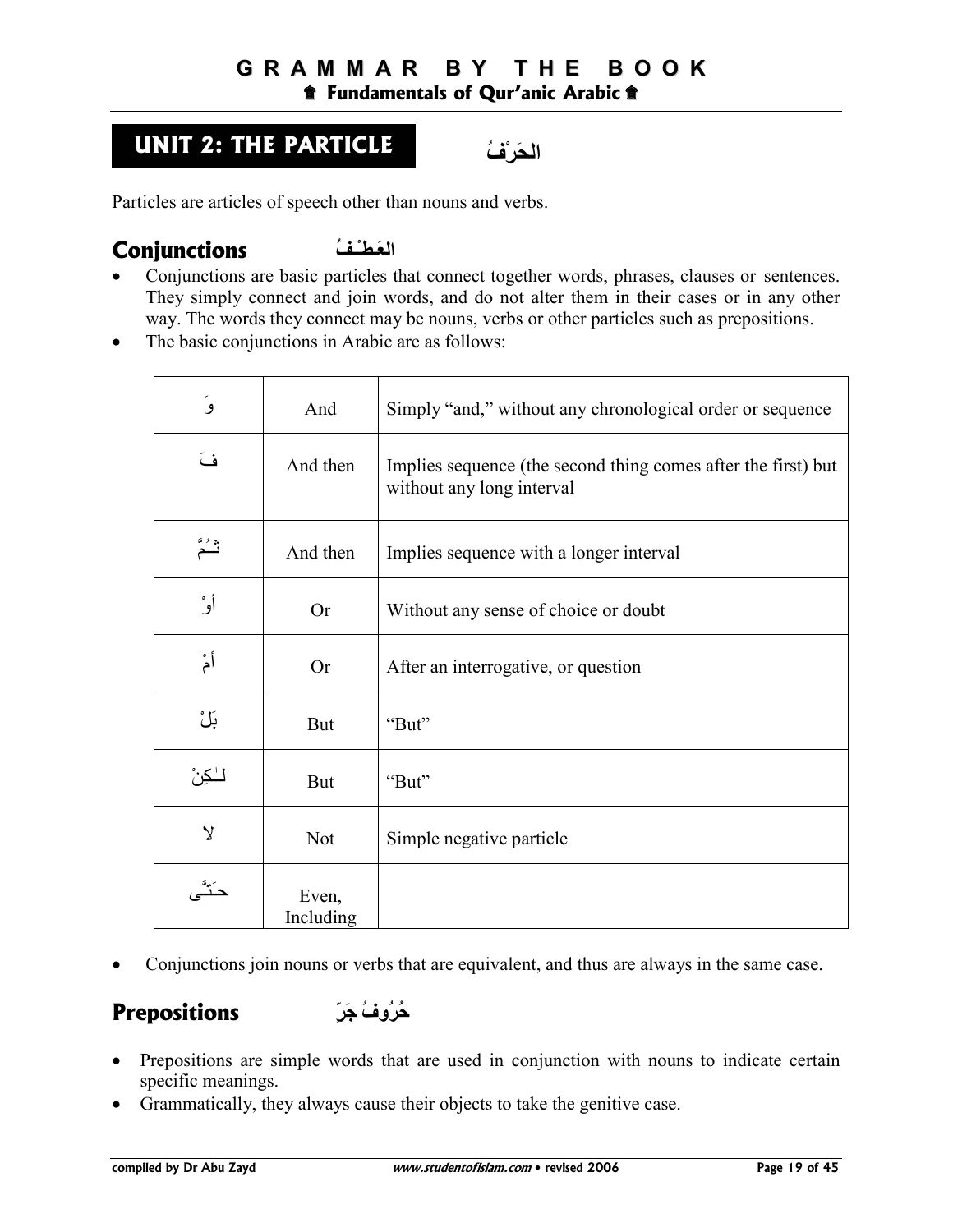# UNIT 2: THE PARTICLE الحَرْفُ

Particles are articles of speech other than nouns and verbs.

## Conjunctions العَطْفُ

- Conjunctions are basic particles that connect together words, phrases, clauses or sentences. They simply connect and join words, and do not alter them in their cases or in any other way. The words they connect may be nouns, verbs or other particles such as prepositions.
- The basic conjunctions in Arabic are as follows:

| | | |
|---|---|---|
| وَ | And | Simply "and," without any chronological order or sequence |
| فَ | And then | Implies sequence (the second thing comes after the first) but without any long interval |
| ثُمَّ | And then | Implies sequence with a longer interval |
| أوْ | Or | Without any sense of choice or doubt |
| أمْ | Or | After an interrogative, or question |
| بَلْ | But | "But" |
| لٰكِنْ | But | "But" |
| لا | Not | Simple negative particle |
| حَتَّى | Even, Including | |

- Conjunctions join nouns or verbs that are equivalent, and thus are always in the same case.

## Prepositions حُرُوفُ جَرّ

- Prepositions are simple words that are used in conjunction with nouns to indicate certain specific meanings.
- Grammatically, they always cause their objects to take the genitive case.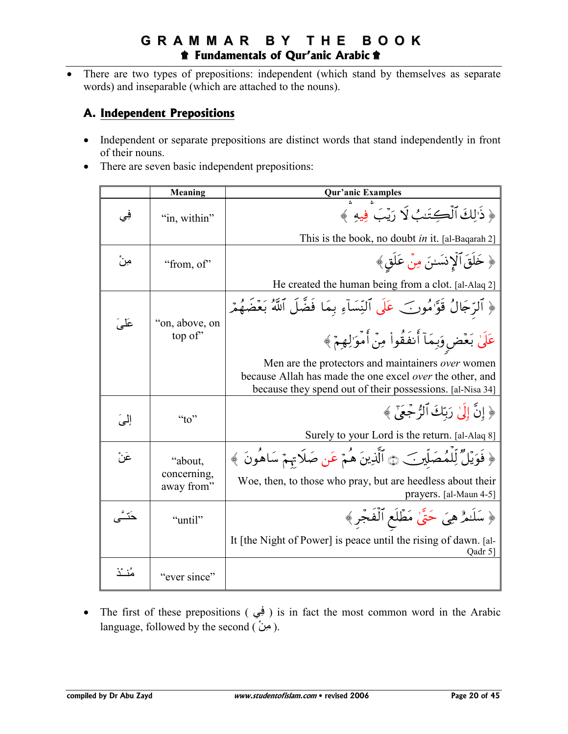- There are two types of prepositions: independent (which stand by themselves as separate words) and inseparable (which are attached to the nouns).

### A. Independent Prepositions

- Independent or separate prepositions are distinct words that stand independently in front of their nouns.
- There are seven basic independent prepositions:

| | Meaning | Qur'anic Examples |
|---|---|---|
| فِي | "in, within" | ﴿ ذَٰلِكَ ٱلْكِتَٰبُ لَا رَيْبَ فِيهِ ﴾ This is the book, no doubt *in* it. [al-Baqarah 2] |
| مِنْ | "from, of" | ﴿ خَلَقَ ٱلْإِنسَٰنَ مِنْ عَلَقٍ ﴾ He created the human being from a clot. [al-Alaq 2] |
| عَلَى | "on, above, on top of" | ﴿ ٱلرِّجَالُ قَوَّٰمُونَ عَلَى ٱلنِّسَآءِ بِمَا فَضَّلَ ٱللَّهُ بَعْضَهُمْ عَلَىٰ بَعْضٍ وَبِمَآ أَنفَقُوا۟ مِنْ أَمْوَٰلِهِمْ ﴾ Men are the protectors and maintainers *over* women because Allah has made the one excel *over* the other, and because they spend out of their possessions. [al-Nisa 34] |
| إِلَى | "to" | ﴿ إِنَّ إِلَىٰ رَبِّكَ ٱلرُّجْعَىٰٓ ﴾ Surely to your Lord is the return. [al-Alaq 8] |
| عَنْ | "about, concerning, away from" | ﴿ فَوَيْلٌ لِّلْمُصَلِّينَ ۝ ٱلَّذِينَ هُمْ عَن صَلَاتِهِمْ سَاهُونَ ﴾ Woe, then, to those who pray, but are heedless about their prayers. [al-Maun 4-5] |
| حَتَّى | "until" | ﴿ سَلَٰمٌ هِىَ حَتَّىٰ مَطْلَعِ ٱلْفَجْرِ ﴾ It [the Night of Power] is peace until the rising of dawn. [al-Qadr 5] |
| مُنْذُ | "ever since" | |

- The first of these prepositions ( فِي ) is in fact the most common word in the Arabic language, followed by the second ( مِنْ ).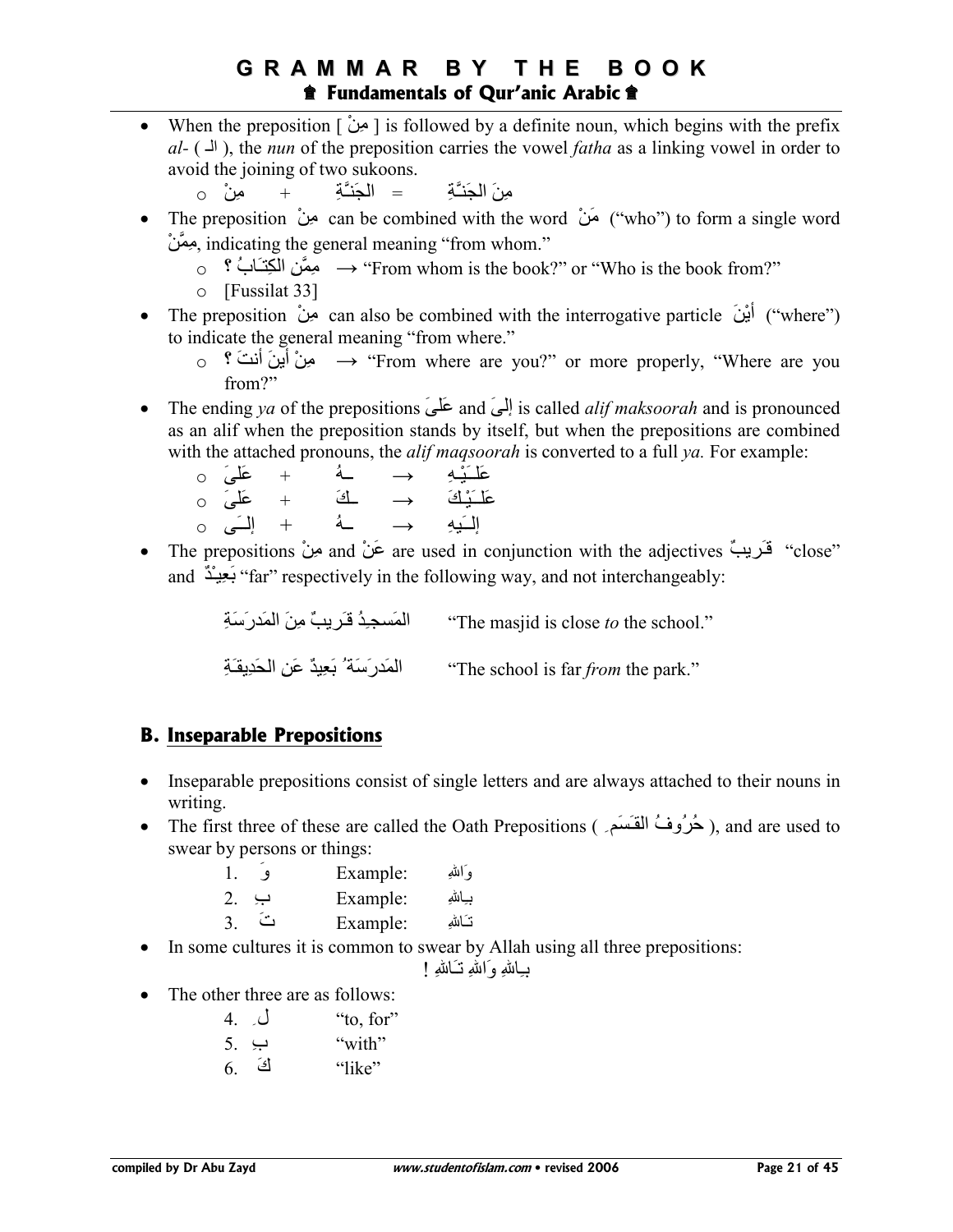- When the preposition [ مِنْ ] is followed by a definite noun, which begins with the prefix *al-* ( الـ ), the *nun* of the preposition carries the vowel *fatha* as a linking vowel in order to avoid the joining of two sukoons.
    - مِنْ + الجَنَّةِ = مِنَ الجَنَّةِ
- The preposition مِنْ can be combined with the word مَنْ ("who") to form a single word مِمَّنْ, indicating the general meaning "from whom."
    - مِمَّن الكِتَابُ ؟ → "From whom is the book?" or "Who is the book from?"
    - [Fussilat 33]
- The preposition مِنْ can also be combined with the interrogative particle أَيْنَ ("where") to indicate the general meaning "from where."
    - مِنْ أينَ أنتَ ؟ → "From where are you?" or more properly, "Where are you from?"
- The ending *ya* of the prepositions عَلَى and إلَى is called *alif maksoorah* and is pronounced as an alif when the preposition stands by itself, but when the prepositions are combined with the attached pronouns, the *alif maqsoorah* is converted to a full *ya.* For example:
    - عَلَى + ـهُ → عَلَيْهِ
    - عَلَى + ـكَ → عَلَيْكَ
    - إلَى + ـهُ → إلَيهِ
- The prepositions مِنْ and عَنْ are used in conjunction with the adjectives قَرِيبٌ "close" and بَعِيْدٌ "far" respectively in the following way, and not interchangeably:

| | |
|---|---|
| المَسجِدُ قَرِيبٌ مِنَ المَدرَسَةِ | "The masjid is close *to* the school." |
| المَدرَسَةُ بَعِيدٌ عَن الحَدِيقَةِ | "The school is far *from* the park." |

## B. Inseparable Prepositions

- Inseparable prepositions consist of single letters and are always attached to their nouns in writing.
- The first three of these are called the Oath Prepositions ( حُرُوفُ القَسَمِ ), and are used to swear by persons or things:
    1. وَ Example: وَاللهِ
    2. بِ Example: بِاللهِ
    3. تَ Example: تَاللهِ
- In some cultures it is common to swear by Allah using all three prepositions:

    بِاللهِ وَاللهِ تَاللهِ !

- The other three are as follows:
    4. لِ "to, for"
    5. بِ "with"
    6. كَ "like"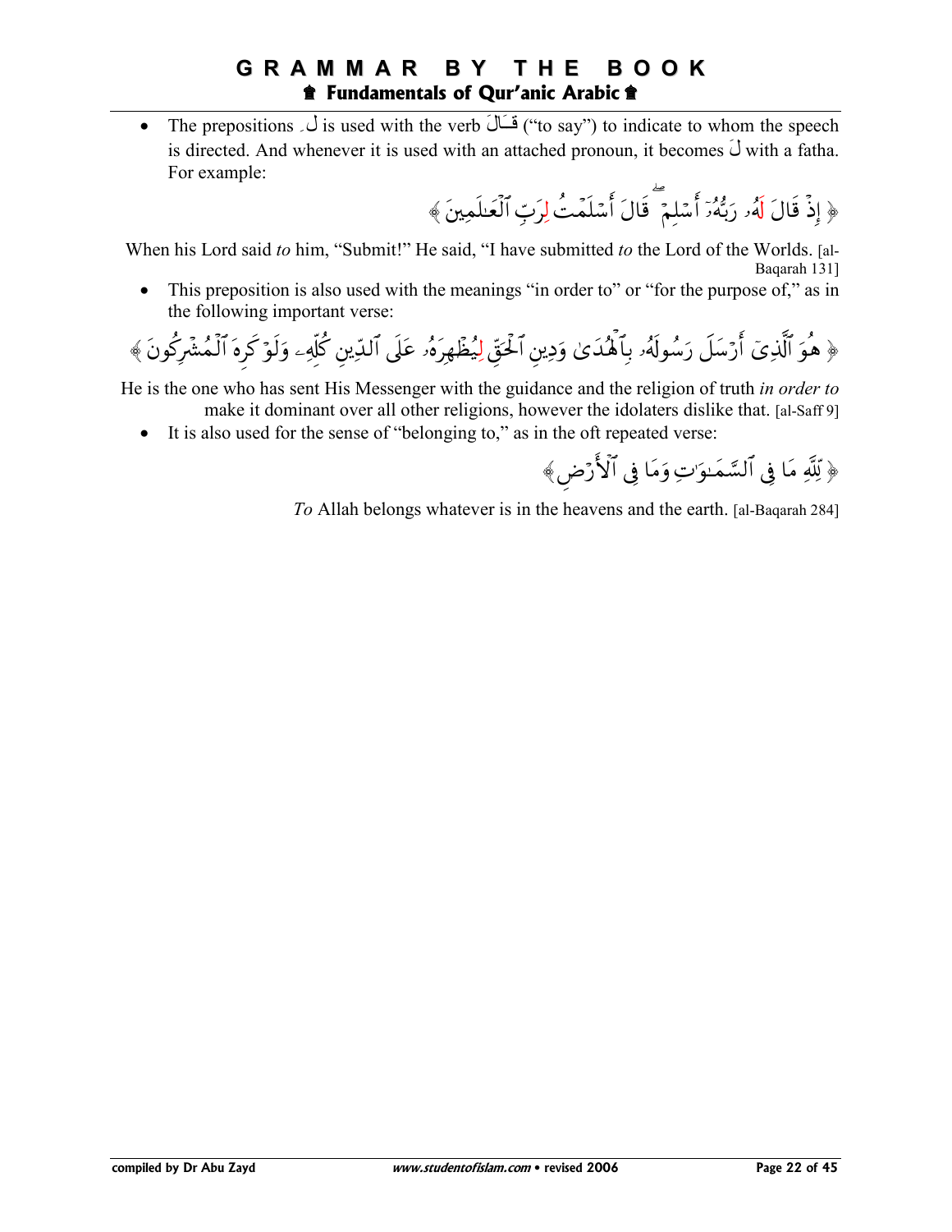- The prepositions لِ is used with the verb قَالَ ("to say") to indicate to whom the speech is directed. And whenever it is used with an attached pronoun, it becomes لَ with a fatha. For example:

﴿ إِذْ قَالَ لَهُۥ رَبُّهُۥٓ أَسْلِمْ ۖ قَالَ أَسْلَمْتُ لِرَبِّ ٱلْعَٰلَمِينَ ﴾

When his Lord said *to* him, "Submit!" He said, "I have submitted *to* the Lord of the Worlds. [al-Baqarah 131]

- This preposition is also used with the meanings "in order to" or "for the purpose of," as in the following important verse:

﴿ هُوَ ٱلَّذِىٓ أَرْسَلَ رَسُولَهُۥ بِٱلْهُدَىٰ وَدِينِ ٱلْحَقِّ لِيُظْهِرَهُۥ عَلَى ٱلدِّينِ كُلِّهِۦ وَلَوْ كَرِهَ ٱلْمُشْرِكُونَ ﴾

He is the one who has sent His Messenger with the guidance and the religion of truth *in order to* make it dominant over all other religions, however the idolaters dislike that. [al-Saff 9]

- It is also used for the sense of "belonging to," as in the oft repeated verse:

﴿ لِّلَّهِ مَا فِى ٱلسَّمَٰوَٰتِ وَمَا فِى ٱلْأَرْضِ ﴾

*To* Allah belongs whatever is in the heavens and the earth. [al-Baqarah 284]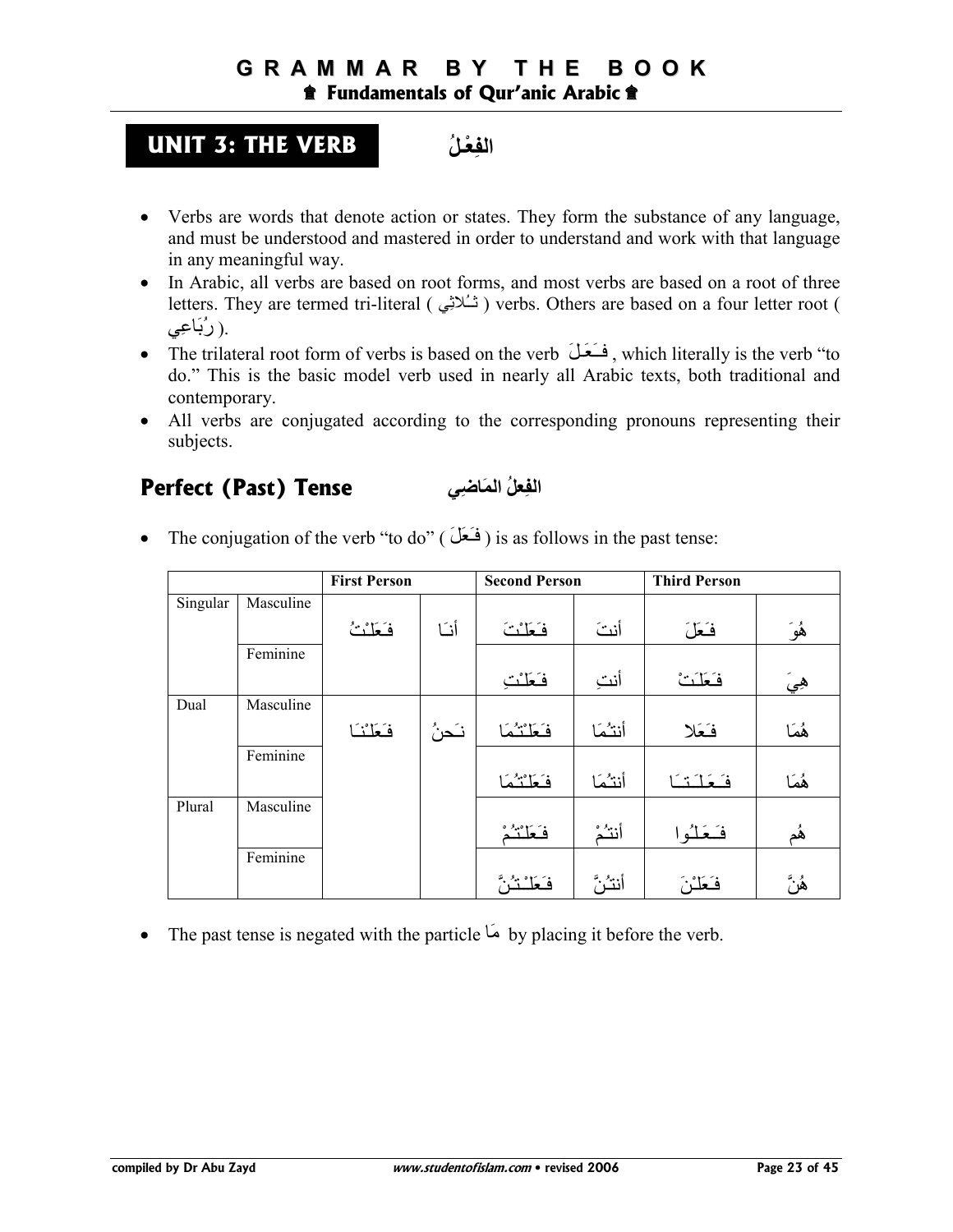## UNIT 3: THE VERB الفِعْلُ

- Verbs are words that denote action or states. They form the substance of any language, and must be understood and mastered in order to understand and work with that language in any meaningful way.
- In Arabic, all verbs are based on root forms, and most verbs are based on a root of three letters. They are termed tri-literal ( ثُلاثِي ) verbs. Others are based on a four letter root ( رُبَاعِي ).
- The trilateral root form of verbs is based on the verb فَعَلَ , which literally is the verb "to do." This is the basic model verb used in nearly all Arabic texts, both traditional and contemporary.
- All verbs are conjugated according to the corresponding pronouns representing their subjects.

### Perfect (Past) Tense الفِعلُ المَاضِي

- The conjugation of the verb "to do" ( فَعَلَ ) is as follows in the past tense:

| | | First Person | | Second Person | | Third Person | |
|---|---|---|---|---|---|---|---|
| Singular | Masculine | فَعَلْتُ | أنَا | فَعَلْتَ | أنتَ | فَعَلَ | هُوَ |
| | Feminine | | | فَعَلْتِ | أنتِ | فَعَلَتْ | هِيَ |
| Dual | Masculine | فَعَلْنَا | نَحنُ | فَعَلْتُمَا | أنتُمَا | فَعَلا | هُمَا |
| | Feminine | | | فَعَلْتُمَا | أنتُمَا | فَعَلَتَا | هُمَا |
| Plural | Masculine | | | فَعَلْتُمْ | أنتُمْ | فَعَلُوا | هُم |
| | Feminine | | | فَعَلْتُنَّ | أنتُنَّ | فَعَلْنَ | هُنَّ |

- The past tense is negated with the particle مَا by placing it before the verb.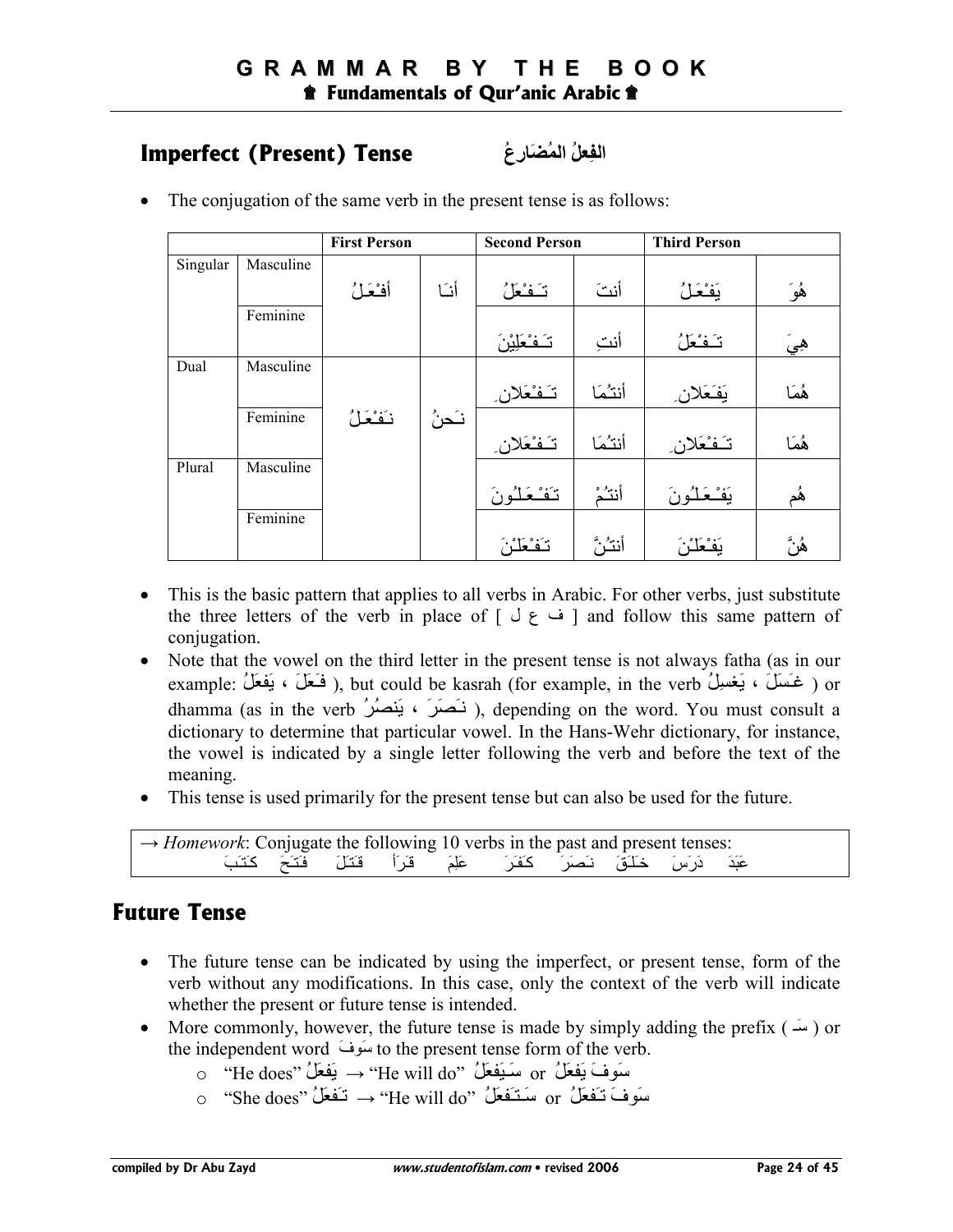## Imperfect (Present) Tense الفِعلُ المُضَارِعُ

- The conjugation of the same verb in the present tense is as follows:

| | | First Person | | Second Person | | Third Person | |
|---|---|---|---|---|---|---|---|
| Singular | Masculine | أفْعَلُ | أنَا | تَفْعَلُ | أنتَ | يَفْعَلُ | هُوَ |
| | Feminine | | | تَفْعَلِيْنَ | أنتِ | تَفْعَلُ | هِيَ |
| Dual | Masculine | نَفْعَلُ | نَحنُ | تَفْعَلانِ | أنتُمَا | يَفعَلانِ | هُمَا |
| | Feminine | | | تَفْعَلانِ | أنتُمَا | تَفْعَلانِ | هُمَا |
| Plural | Masculine | | | تَفْعَلُونَ | أنتُمْ | يَفْعَلُونَ | هُم |
| | Feminine | | | تَفْعَلْنَ | أنتُنَّ | يَفْعَلْنَ | هُنَّ |

- This is the basic pattern that applies to all verbs in Arabic. For other verbs, just substitute the three letters of the verb in place of [ ف ع ل ] and follow this same pattern of conjugation.
- Note that the vowel on the third letter in the present tense is not always fatha (as in our example: فَعَلَ ، يَفعَلُ ), but could be kasrah (for example, in the verb غَسَلَ ، يَغسِلُ ) or dhamma (as in the verb نَصَرَ ، يَنصُرُ ), depending on the word. You must consult a dictionary to determine that particular vowel. In the Hans-Wehr dictionary, for instance, the vowel is indicated by a single letter following the verb and before the text of the meaning.
- This tense is used primarily for the present tense but can also be used for the future.

→ *Homework*: Conjugate the following 10 verbs in the past and present tenses:
عَبَدَ دَرَسَ خَلَقَ نَصَرَ كَفَرَ عَلِمَ قَرَأَ قَتَلَ فَتَحَ كَتَبَ

## Future Tense

- The future tense can be indicated by using the imperfect, or present tense, form of the verb without any modifications. In this case, only the context of the verb will indicate whether the present or future tense is intended.
- More commonly, however, the future tense is made by simply adding the prefix ( سَـ ) or the independent word سَوفَ to the present tense form of the verb.
  - "He does" يَفعَلُ → "He will do" سَيَفعَلُ or سَوفَ يَفعَلُ
  - "She does" تَفعَلُ → "He will do" سَتَفعَلُ or سَوفَ تَفعَلُ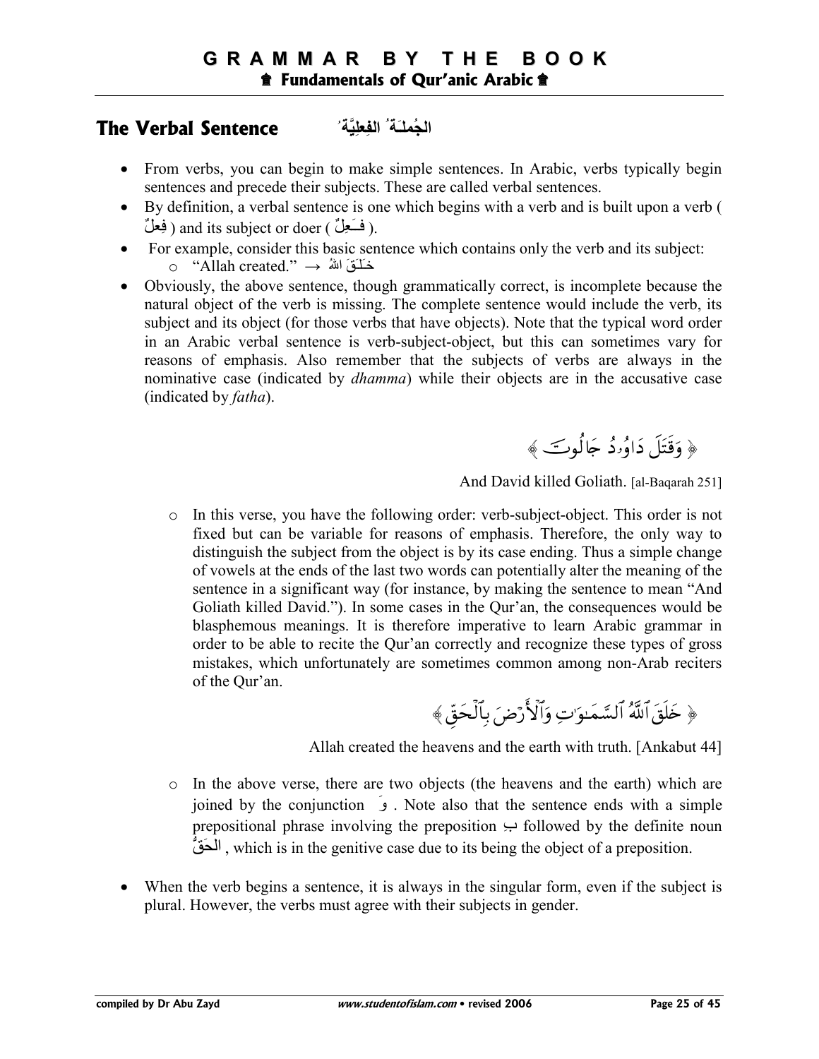## The Verbal Sentence الجُملَـةُ الفِعلِيَّةُ

- From verbs, you can begin to make simple sentences. In Arabic, verbs typically begin sentences and precede their subjects. These are called verbal sentences.
- By definition, a verbal sentence is one which begins with a verb and is built upon a verb ( فِعلٌ ) and its subject or doer ( فـَعِلٌ ).
- For example, consider this basic sentence which contains only the verb and its subject:
  - "Allah created." → خـَلَقَ اللهُ
- Obviously, the above sentence, though grammatically correct, is incomplete because the natural object of the verb is missing. The complete sentence would include the verb, its subject and its object (for those verbs that have objects). Note that the typical word order in an Arabic verbal sentence is verb-subject-object, but this can sometimes vary for reasons of emphasis. Also remember that the subjects of verbs are always in the nominative case (indicated by *dhamma*) while their objects are in the accusative case (indicated by *fatha*).

﴿ وَقَتَلَ دَاوُۥدُ جَالُوتَ ﴾

And David killed Goliath. [al-Baqarah 251]

- In this verse, you have the following order: verb-subject-object. This order is not fixed but can be variable for reasons of emphasis. Therefore, the only way to distinguish the subject from the object is by its case ending. Thus a simple change of vowels at the ends of the last two words can potentially alter the meaning of the sentence in a significant way (for instance, by making the sentence to mean "And Goliath killed David."). In some cases in the Qur'an, the consequences would be blasphemous meanings. It is therefore imperative to learn Arabic grammar in order to be able to recite the Qur'an correctly and recognize these types of gross mistakes, which unfortunately are sometimes common among non-Arab reciters of the Qur'an.

﴿ خَلَقَ ٱللَّهُ ٱلسَّمَـٰوَٰتِ وَٱلْأَرْضَ بِٱلْحَقِّ ﴾

Allah created the heavens and the earth with truth. [Ankabut 44]

- In the above verse, there are two objects (the heavens and the earth) which are joined by the conjunction وَ . Note also that the sentence ends with a simple prepositional phrase involving the preposition بـ followed by the definite noun الحَقُّ , which is in the genitive case due to its being the object of a preposition.

- When the verb begins a sentence, it is always in the singular form, even if the subject is plural. However, the verbs must agree with their subjects in gender.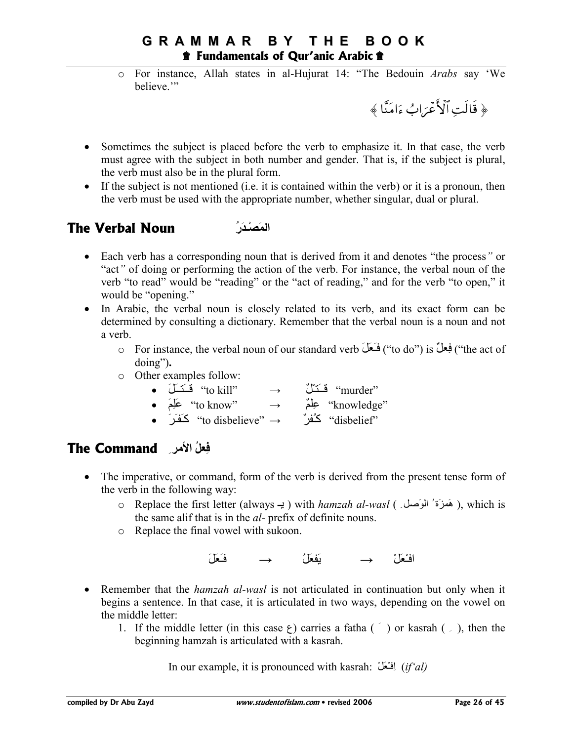- For instance, Allah states in al-Hujurat 14: "The Bedouin *Arabs* say 'We believe.'"

﴿ قَالَتِ ٱلۡأَعۡرَابُ ءَامَنَّا ﴾

- Sometimes the subject is placed before the verb to emphasize it. In that case, the verb must agree with the subject in both number and gender. That is, if the subject is plural, the verb must also be in the plural form.
- If the subject is not mentioned (i.e. it is contained within the verb) or it is a pronoun, then the verb must be used with the appropriate number, whether singular, dual or plural.

## The Verbal Noun المَصْدَرُ

- Each verb has a corresponding noun that is derived from it and denotes "the process" or "act" of doing or performing the action of the verb. For instance, the verbal noun of the verb "to read" would be "reading" or the "act of reading," and for the verb "to open," it would be "opening."
- In Arabic, the verbal noun is closely related to its verb, and its exact form can be determined by consulting a dictionary. Remember that the verbal noun is a noun and not a verb.
  - For instance, the verbal noun of our standard verb فَعَلَ ("to do") is فِعلٌ ("the act of doing").
  - Other examples follow:
    - قَتَلَ "to kill" → قَتْلٌ "murder"
    - عَلِمَ "to know" → عِلمٌ "knowledge"
    - كَفَرَ "to disbelieve" → كُفرٌ "disbelief"

## The Command فِعلُ الأمرِ

- The imperative, or command, form of the verb is derived from the present tense form of the verb in the following way:
  - Replace the first letter (always يـ) with *hamzah al-wasl* ( هَمزَةُ الوَصلِ ), which is the same alif that is in the *al-* prefix of definite nouns.
  - Replace the final vowel with sukoon.

فَعَلَ → يَفعَلُ → افْعَلْ

- Remember that the *hamzah al-wasl* is not articulated in continuation but only when it begins a sentence. In that case, it is articulated in two ways, depending on the vowel on the middle letter:
  1. If the middle letter (in this case ع) carries a fatha ( َ ) or kasrah ( ِ ), then the beginning hamzah is articulated with a kasrah.

In our example, it is pronounced with kasrah: اِفْعَلْ (*if'al)*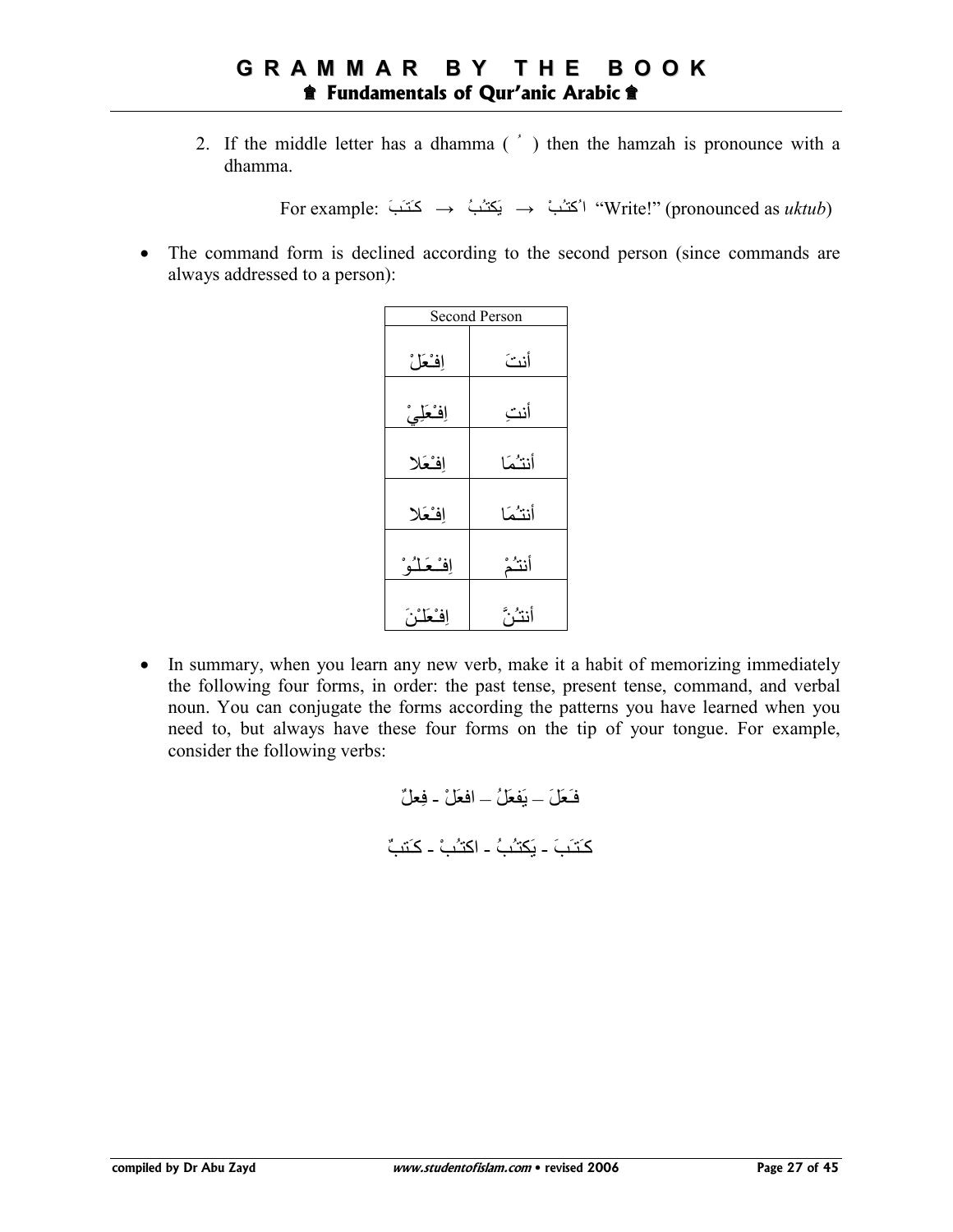2. If the middle letter has a dhamma ( ُ ) then the hamzah is pronounce with a dhamma.

For example: كَتَبَ → يَكتُبُ → اُكتُبْ "Write!" (pronounced as *uktub*)

- The command form is declined according to the second person (since commands are always addressed to a person):

| Second Person | |
|---|---|
| اِفْعَلْ | أنتَ |
| اِفْعَلِيْ | أنتِ |
| اِفْعَلا | أنتُمَا |
| اِفْعَلا | أنتُمَا |
| اِفْعَلُوْ | أنتُمْ |
| اِفْعَلْنَ | أنتُنَّ |

- In summary, when you learn any new verb, make it a habit of memorizing immediately the following four forms, in order: the past tense, present tense, command, and verbal noun. You can conjugate the forms according the patterns you have learned when you need to, but always have these four forms on the tip of your tongue. For example, consider the following verbs:

فَعَلَ – يَفعَلُ – افعَلْ - فِعلٌ

كَتَبَ - يَكتُبُ - اكتُبْ - كَتبٌ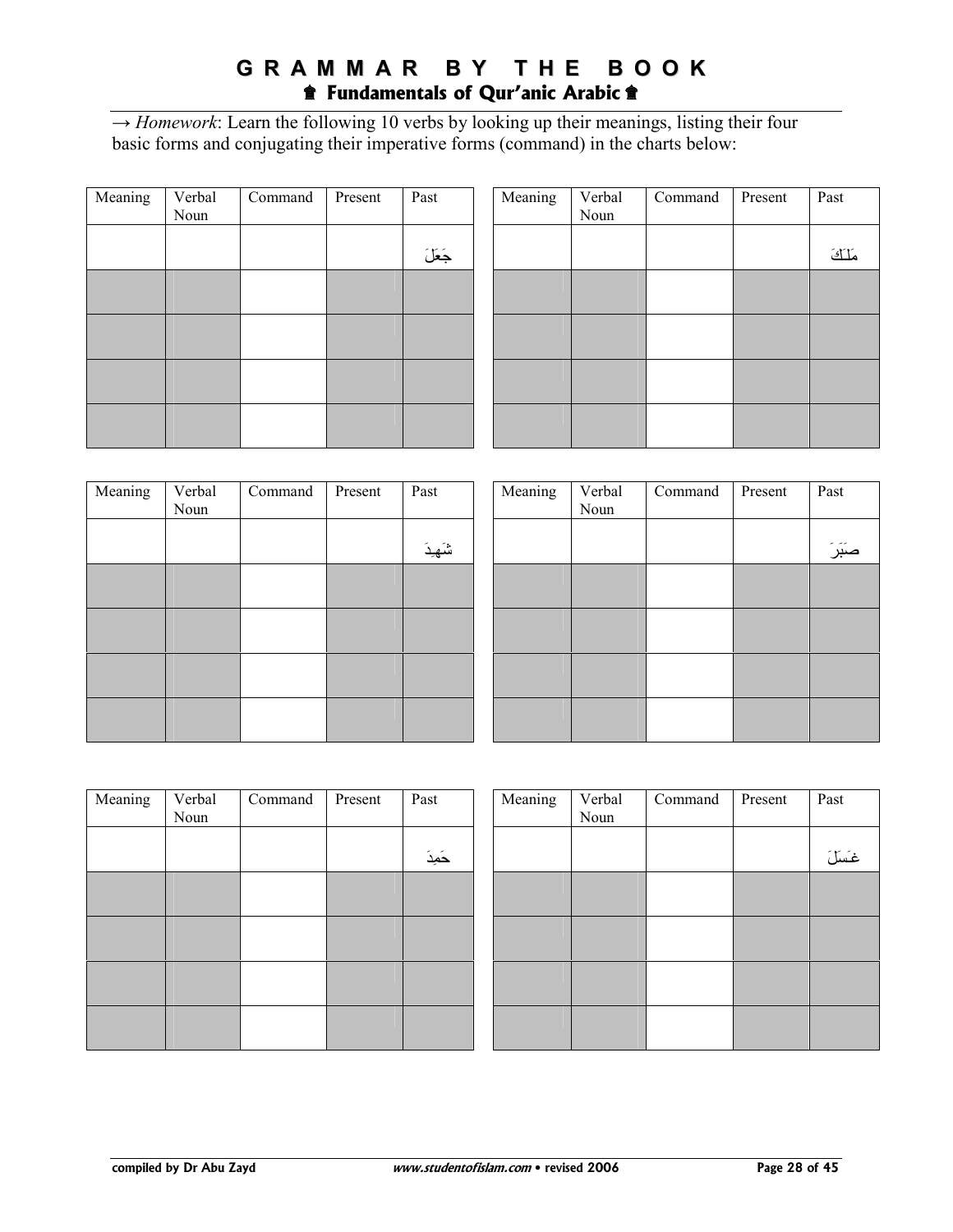→ *Homework*: Learn the following 10 verbs by looking up their meanings, listing their four basic forms and conjugating their imperative forms (command) in the charts below:

| Meaning | Verbal Noun | Command | Present | Past |
|---|---|---|---|---|
| | | | | جَعَلَ |
| | | | | |
| | | | | |
| | | | | |
| | | | | |

| Meaning | Verbal Noun | Command | Present | Past |
|---|---|---|---|---|
| | | | | مَلَكَ |
| | | | | |
| | | | | |
| | | | | |
| | | | | |

| Meaning | Verbal Noun | Command | Present | Past |
|---|---|---|---|---|
| | | | | شَهِدَ |
| | | | | |
| | | | | |
| | | | | |
| | | | | |

| Meaning | Verbal Noun | Command | Present | Past |
|---|---|---|---|---|
| | | | | صَبَرَ |
| | | | | |
| | | | | |
| | | | | |
| | | | | |

| Meaning | Verbal Noun | Command | Present | Past |
|---|---|---|---|---|
| | | | | حَمِدَ |
| | | | | |
| | | | | |
| | | | | |
| | | | | |

| Meaning | Verbal Noun | Command | Present | Past |
|---|---|---|---|---|
| | | | | غَسَلَ |
| | | | | |
| | | | | |
| | | | | |
| | | | | |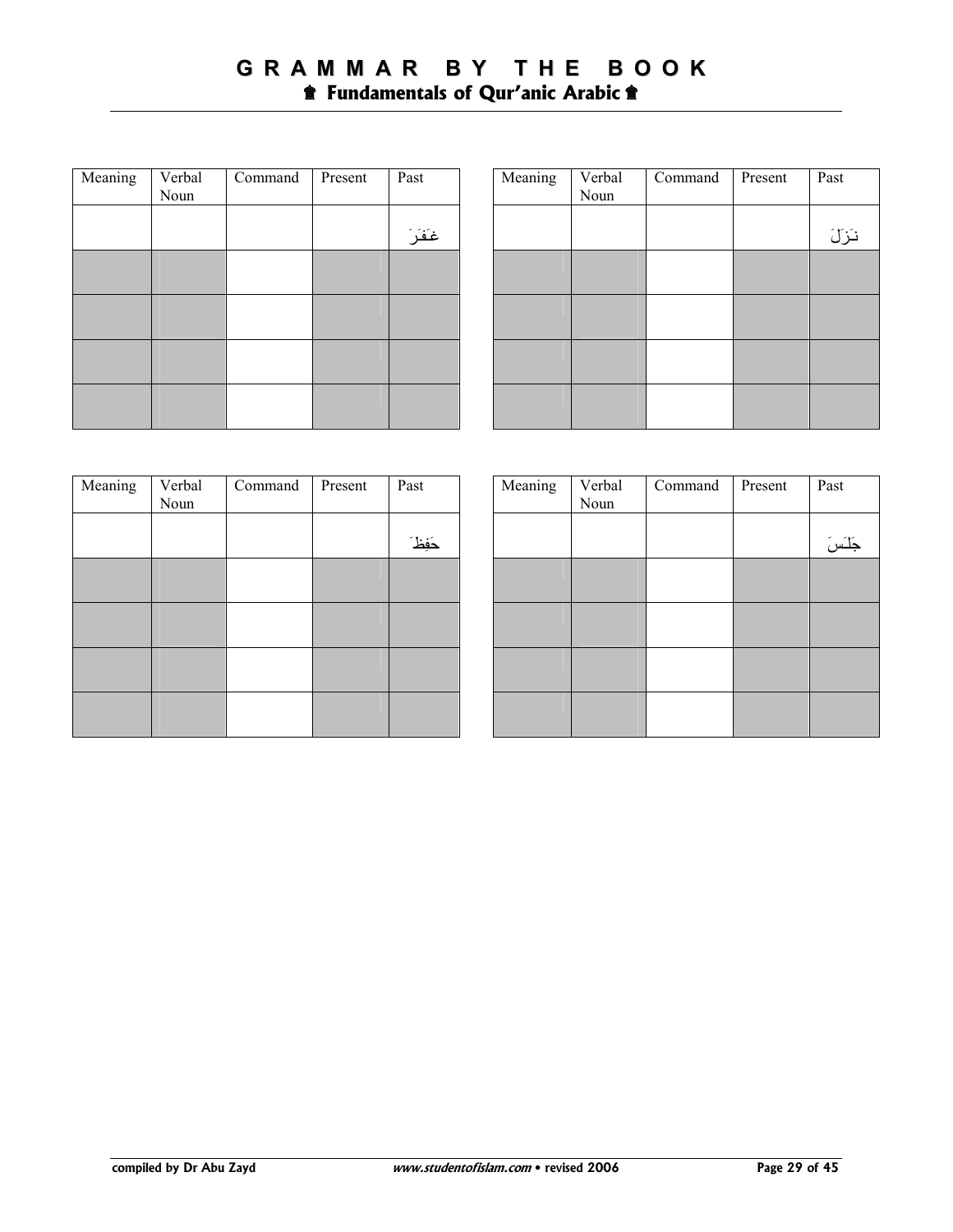| Meaning | Verbal Noun | Command | Present | Past |
|---|---|---|---|---|
| | | | | غَفَرَ |
| | | | | |
| | | | | |
| | | | | |
| | | | | |

| Meaning | Verbal Noun | Command | Present | Past |
|---|---|---|---|---|
| | | | | نَزَلَ |
| | | | | |
| | | | | |
| | | | | |
| | | | | |

| Meaning | Verbal Noun | Command | Present | Past |
|---|---|---|---|---|
| | | | | حَفِظَ |
| | | | | |
| | | | | |
| | | | | |
| | | | | |

| Meaning | Verbal Noun | Command | Present | Past |
|---|---|---|---|---|
| | | | | جَلَسَ |
| | | | | |
| | | | | |
| | | | | |
| | | | | |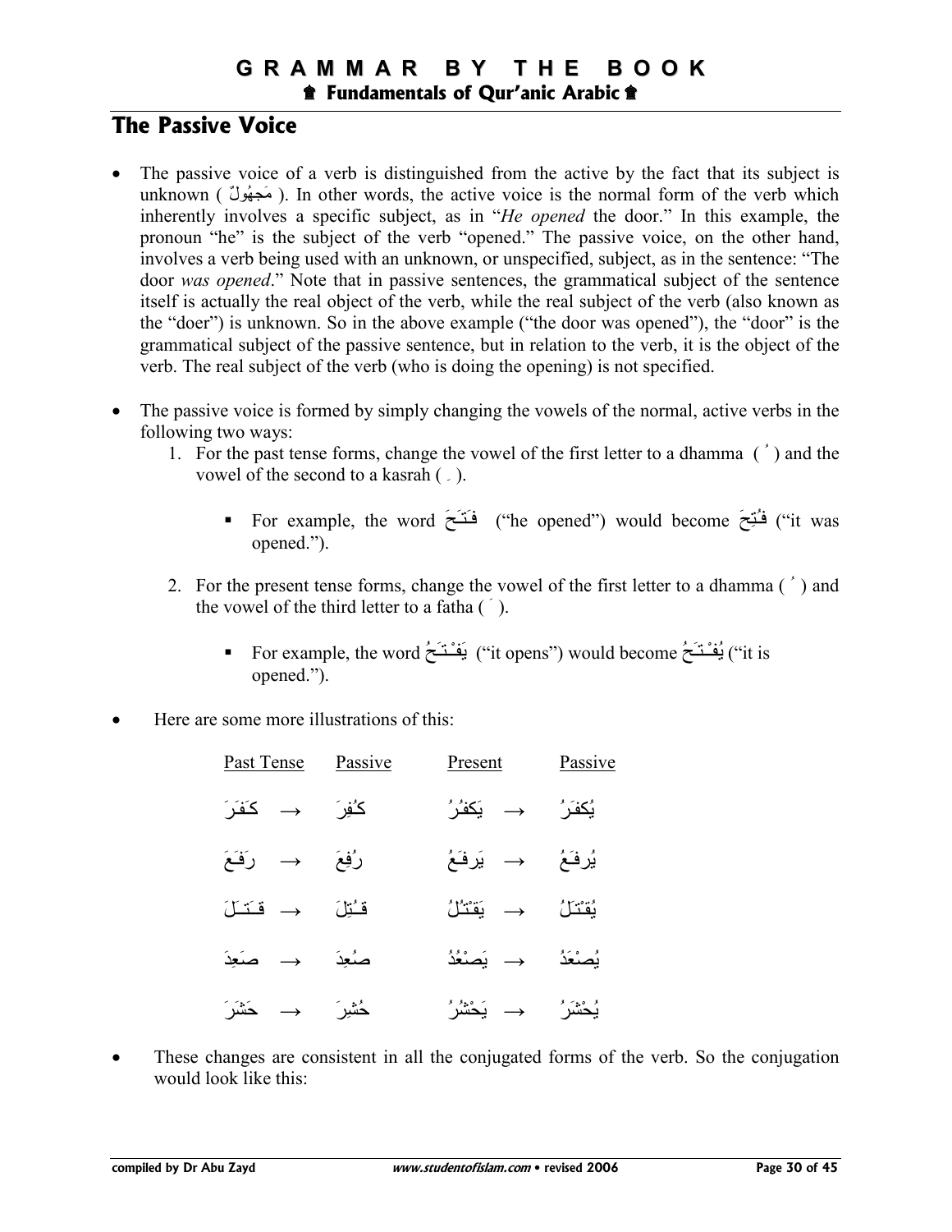## The Passive Voice

- The passive voice of a verb is distinguished from the active by the fact that its subject is unknown ( مَجهُولٌ ). In other words, the active voice is the normal form of the verb which inherently involves a specific subject, as in "*He opened* the door." In this example, the pronoun "he" is the subject of the verb "opened." The passive voice, on the other hand, involves a verb being used with an unknown, or unspecified, subject, as in the sentence: "The door *was opened*." Note that in passive sentences, the grammatical subject of the sentence itself is actually the real object of the verb, while the real subject of the verb (also known as the "doer") is unknown. So in the above example ("the door was opened"), the "door" is the grammatical subject of the passive sentence, but in relation to the verb, it is the object of the verb. The real subject of the verb (who is doing the opening) is not specified.

- The passive voice is formed by simply changing the vowels of the normal, active verbs in the following two ways:
  1. For the past tense forms, change the vowel of the first letter to a dhamma ( ُ ) and the vowel of the second to a kasrah ( ِ ).
     - For example, the word فَتَحَ ("he opened") would become فُتِحَ ("it was opened.").
  2. For the present tense forms, change the vowel of the first letter to a dhamma ( ُ ) and the vowel of the third letter to a fatha ( َ ).
     - For example, the word يَفْتَحُ ("it opens") would become يُفْتَحُ ("it is opened.").

- Here are some more illustrations of this:

| Past Tense | | Passive | Present | | Passive |
|---|---|---|---|---|---|
| كَفَرَ | → | كُفِرَ | يَكفُرُ | → | يُكفَرُ |
| رَفَعَ | → | رُفِعَ | يَرفَعُ | → | يُرفَعُ |
| قَتَلَ | → | قُتِلَ | يَقتُلُ | → | يُقتَلُ |
| صَعِدَ | → | صُعِدَ | يَصْعُدُ | → | يُصْعَدُ |
| حَشَرَ | → | حُشِرَ | يَحْشُرُ | → | يُحْشَرُ |

- These changes are consistent in all the conjugated forms of the verb. So the conjugation would look like this: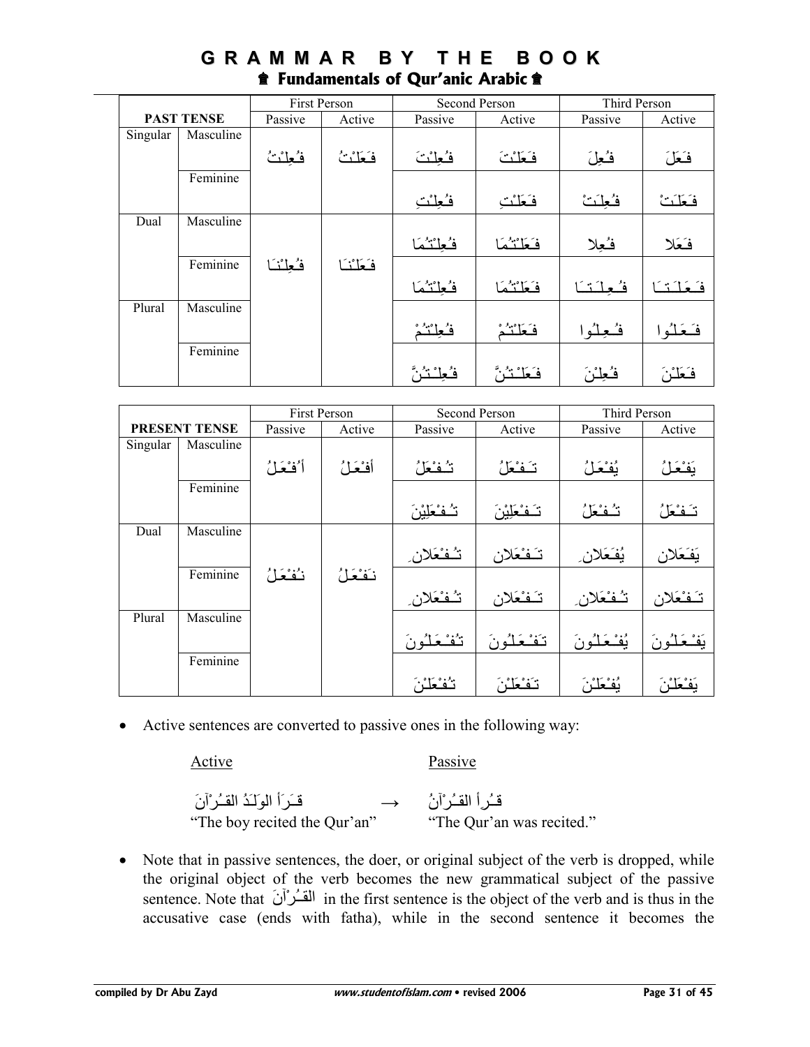| PAST TENSE | | First Person | | Second Person | | Third Person | |
|---|---|---|---|---|---|---|---|
| | | Passive | Active | Passive | Active | Passive | Active |
| Singular | Masculine | فُعِلْتُ | فَعَلْتُ | فُعِلْتَ | فَعَلْتَ | فُعِلَ | فَعَلَ |
| | Feminine | | | فُعِلْتِ | فَعَلْتِ | فُعِلَتْ | فَعَلَتْ |
| Dual | Masculine | فُعِلْنَا | فَعَلْنَا | فُعِلْتُمَا | فَعَلْتُمَا | فُعِلا | فَعَلا |
| | Feminine | | | فُعِلْتُمَا | فَعَلْتُمَا | فُعِلَتَا | فَعَلَتَا |
| Plural | Masculine | | | فُعِلْتُمْ | فَعَلْتُمْ | فُعِلُوا | فَعَلُوا |
| | Feminine | | | فُعِلْتُنَّ | فَعَلْتُنَّ | فُعِلْنَ | فَعَلْنَ |

| PRESENT TENSE | | First Person | | Second Person | | Third Person | |
|---|---|---|---|---|---|---|---|
| | | Passive | Active | Passive | Active | Passive | Active |
| Singular | Masculine | أُفْعَلُ | أَفْعَلُ | تُفْعَلُ | تَفْعَلُ | يُفْعَلُ | يَفْعَلُ |
| | Feminine | | | تُفْعَلِيْنَ | تَفْعَلِيْنَ | تُفْعَلُ | تَفْعَلُ |
| Dual | Masculine | نُفْعَلُ | نَفْعَلُ | تُفْعَلانِ | تَفْعَلان | يُفْعَلانِ | يَفْعَلان |
| | Feminine | | | تُفْعَلانِ | تَفْعَلان | تُفْعَلانِ | تَفْعَلان |
| Plural | Masculine | | | تُفْعَلُونَ | تَفْعَلُونَ | يُفْعَلُونَ | يَفْعَلُونَ |
| | Feminine | | | تُفْعَلْنَ | تَفْعَلْنَ | يُفْعَلْنَ | يَفْعَلْنَ |

- Active sentences are converted to passive ones in the following way:

| Active | | Passive |
|---|---|---|
| قَـرَأَ الوَلَدُ القـُرْآنَ | → | قـُرِأَ القـُرْآنُ |
| "The boy recited the Qur'an" | | "The Qur'an was recited." |

- Note that in passive sentences, the doer, or original subject of the verb is dropped, while the original object of the verb becomes the new grammatical subject of the passive sentence. Note that القـُرْآنَ in the first sentence is the object of the verb and is thus in the accusative case (ends with fatha), while in the second sentence it becomes the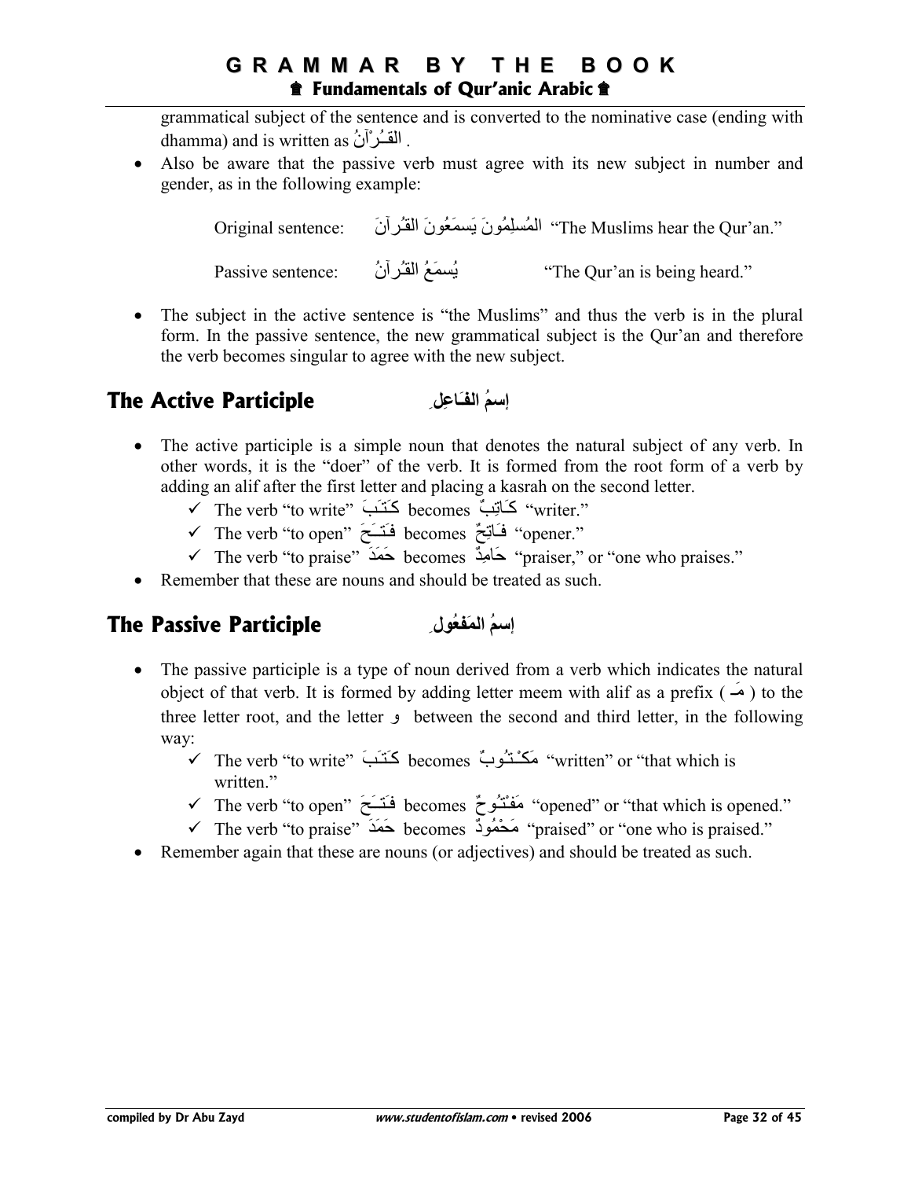grammatical subject of the sentence and is converted to the nominative case (ending with dhamma) and is written as القـُرْآنُ .

- Also be aware that the passive verb must agree with its new subject in number and gender, as in the following example:

Original sentence: المُسلِمُونَ يَسمَعُونَ القُرآنَ "The Muslims hear the Qur'an."

Passive sentence: يُسمَعُ القُرآنُ "The Qur'an is being heard."

- The subject in the active sentence is "the Muslims" and thus the verb is in the plural form. In the passive sentence, the new grammatical subject is the Qur'an and therefore the verb becomes singular to agree with the new subject.

## The Active Participle إسمُ الفَاعِلِ

- The active participle is a simple noun that denotes the natural subject of any verb. In other words, it is the "doer" of the verb. It is formed from the root form of a verb by adding an alif after the first letter and placing a kasrah on the second letter.
  - ✓ The verb "to write" كَتَبَ becomes كَاتِبٌ "writer."
  - ✓ The verb "to open" فَتَحَ becomes فَاتِحٌ "opener."
  - ✓ The verb "to praise" حَمَدَ becomes حَامِدٌ "praiser," or "one who praises."
- Remember that these are nouns and should be treated as such.

## The Passive Participle إسمُ المَفعُولِ

- The passive participle is a type of noun derived from a verb which indicates the natural object of that verb. It is formed by adding letter meem with alif as a prefix ( مَـ ) to the three letter root, and the letter و between the second and third letter, in the following way:
  - ✓ The verb "to write" كَتَبَ becomes مَكْتُوبٌ "written" or "that which is written."
  - ✓ The verb "to open" فَتَحَ becomes مَفْتُوحٌ "opened" or "that which is opened."
  - ✓ The verb "to praise" حَمَدَ becomes مَحْمُودٌ "praised" or "one who is praised."
- Remember again that these are nouns (or adjectives) and should be treated as such.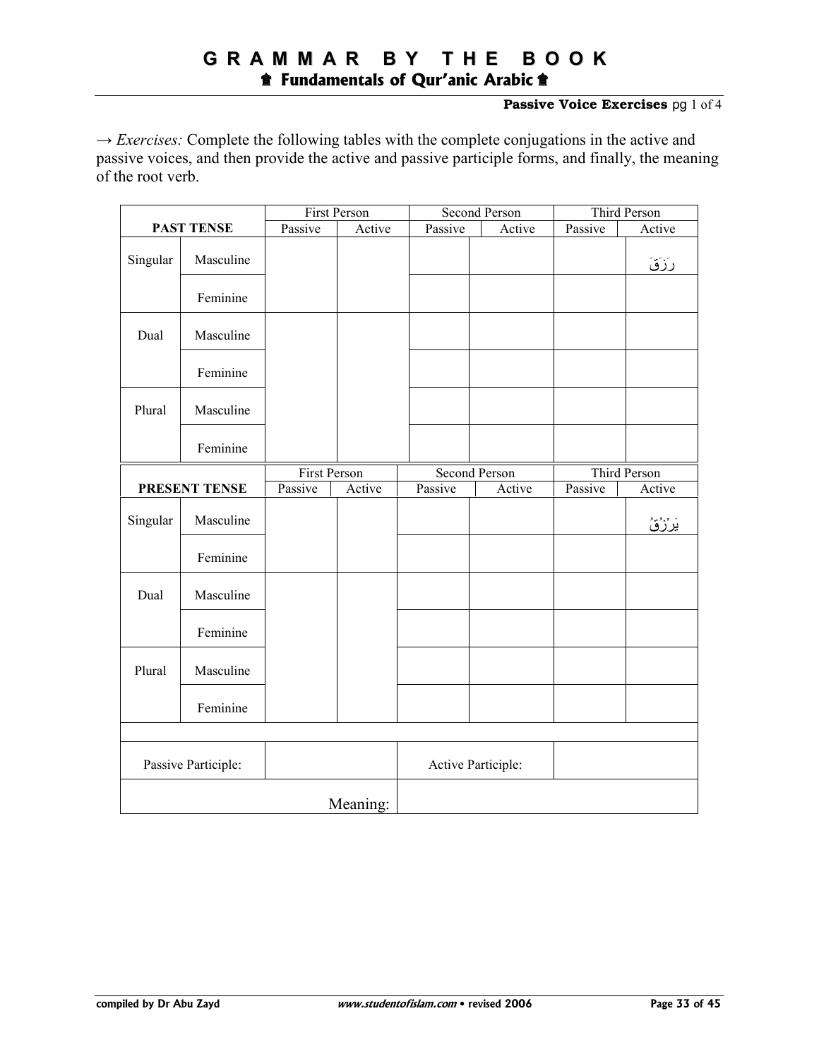**Passive Voice Exercises** pg 1 of 4

→ *Exercises:* Complete the following tables with the complete conjugations in the active and passive voices, and then provide the active and passive participle forms, and finally, the meaning of the root verb.

| | | First Person | | Second Person | | Third Person | |
|---|---|---|---|---|---|---|---|
| **PAST TENSE** | | Passive | Active | Passive | Active | Passive | Active |
| Singular | Masculine | | | | | | رَزَقَ |
| | Feminine | | | | | | |
| Dual | Masculine | | | | | | |
| | Feminine | | | | | | |
| Plural | Masculine | | | | | | |
| | Feminine | | | | | | |

| | | First Person | | Second Person | | Third Person | |
|---|---|---|---|---|---|---|---|
| **PRESENT TENSE** | | Passive | Active | Passive | Active | Passive | Active |
| Singular | Masculine | | | | | | يَرْزُقُ |
| | Feminine | | | | | | |
| Dual | Masculine | | | | | | |
| | Feminine | | | | | | |
| Plural | Masculine | | | | | | |
| | Feminine | | | | | | |

| Passive Participle: | | Active Participle: | |
|---|---|---|---|
| Meaning: | | | |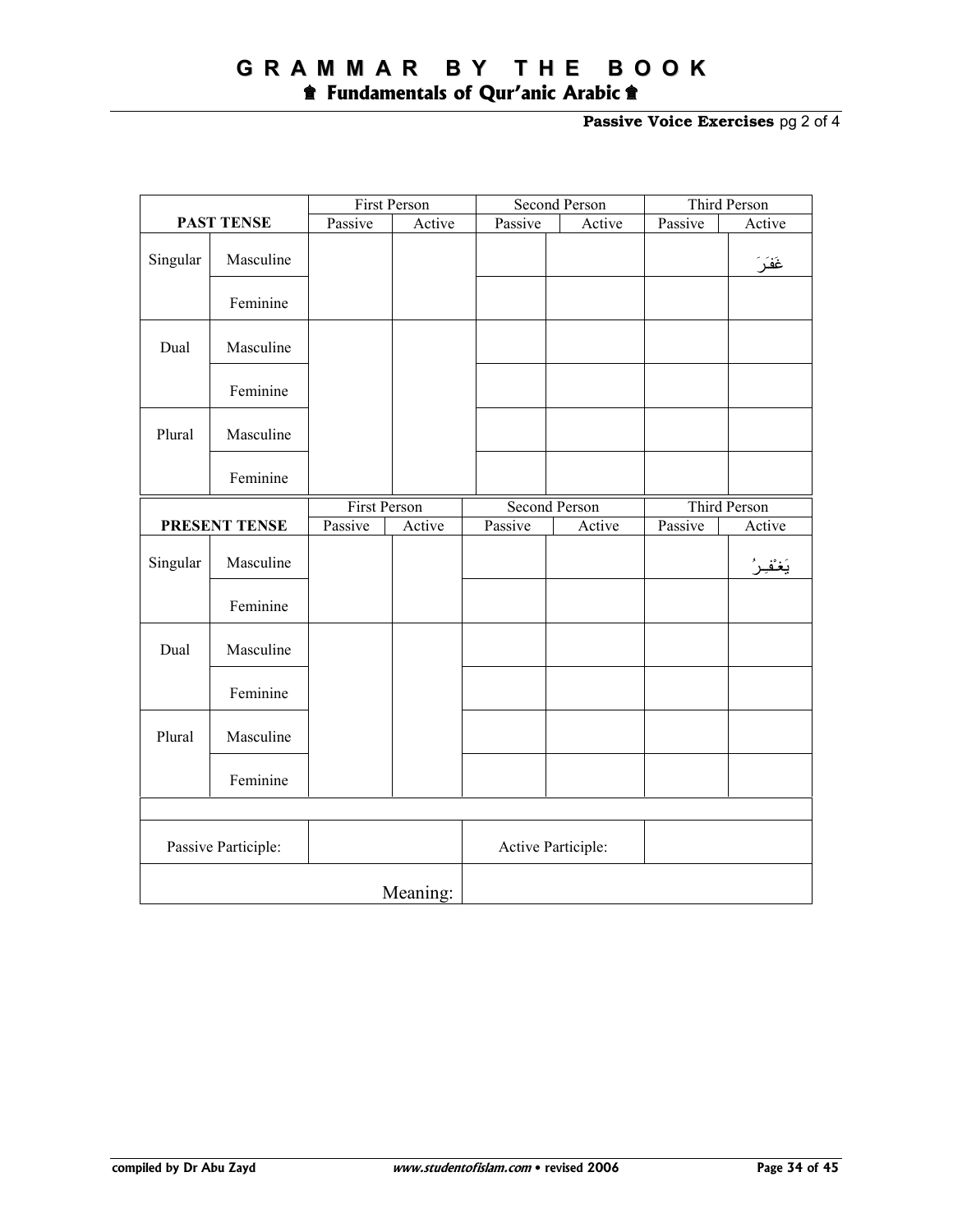**Passive Voice Exercises** pg 2 of 4

| PAST TENSE | | First Person | | Second Person | | Third Person | |
|---|---|---|---|---|---|---|---|
| | | Passive | Active | Passive | Active | Passive | Active |
| Singular | Masculine | | | | | | غَفَرَ |
| | Feminine | | | | | | |
| Dual | Masculine | | | | | | |
| | Feminine | | | | | | |
| Plural | Masculine | | | | | | |
| | Feminine | | | | | | |

| PRESENT TENSE | | First Person | | Second Person | | Third Person | |
|---|---|---|---|---|---|---|---|
| | | Passive | Active | Passive | Active | Passive | Active |
| Singular | Masculine | | | | | | يَغْفِرُ |
| | Feminine | | | | | | |
| Dual | Masculine | | | | | | |
| | Feminine | | | | | | |
| Plural | Masculine | | | | | | |
| | Feminine | | | | | | |

| Passive Participile: | | Active Participle: | |
|---|---|---|---|
| Meaning: | | | |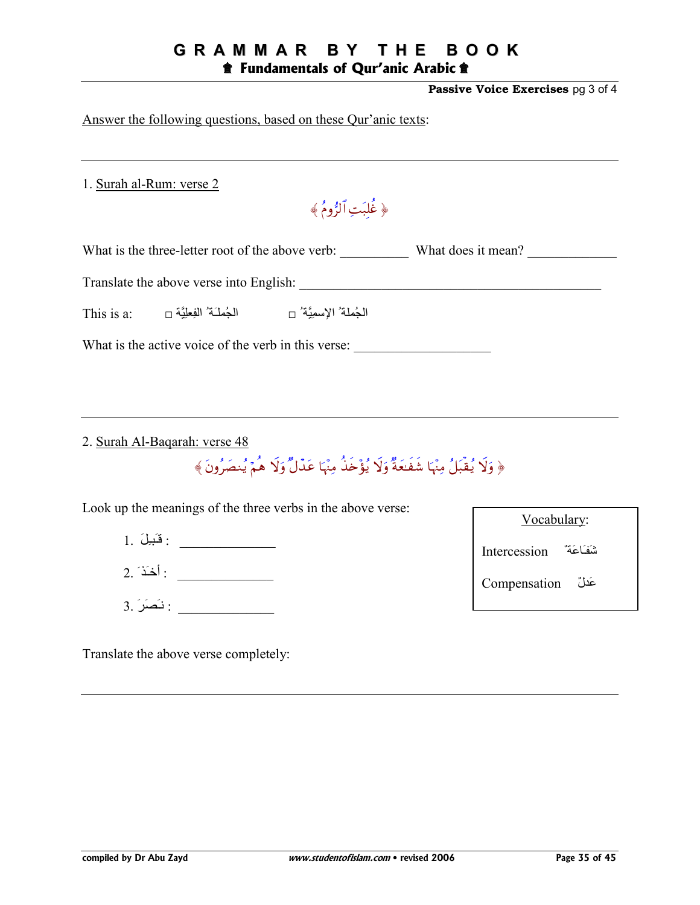Answer the following questions, based on these Qur'anic texts:

---

1. Surah al-Rum: verse 2

﴿ غُلِبَتِ ٱلرُّومُ ﴾

What is the three-letter root of the above verb: __________ What does it mean? _____________

Translate the above verse into English: _____________________________________________

This is a: الجُملَـةُ الفِعليَّة □ الجُملةُ الإسميَّةُ □

What is the active voice of the verb in this verse: ____________________

---

2. Surah Al-Baqarah: verse 48

﴿ وَلَا يُقۡبَلُ مِنۡهَا شَفَـٰعَةٌ وَلَا يُؤۡخَذُ مِنۡهَا عَدۡلٌ وَلَا هُمۡ يُنصَرُونَ ﴾

Look up the meanings of the three verbs in the above verse:

1. قَبِلَ : _____________
2. أخَذَ : _____________
3. نَصَرَ : _____________

| Vocabulary: | |
|---|---|
| Intercession | شَفَاعَةٌ |
| Compensation | عَدلٌ |

Translate the above verse completely:

---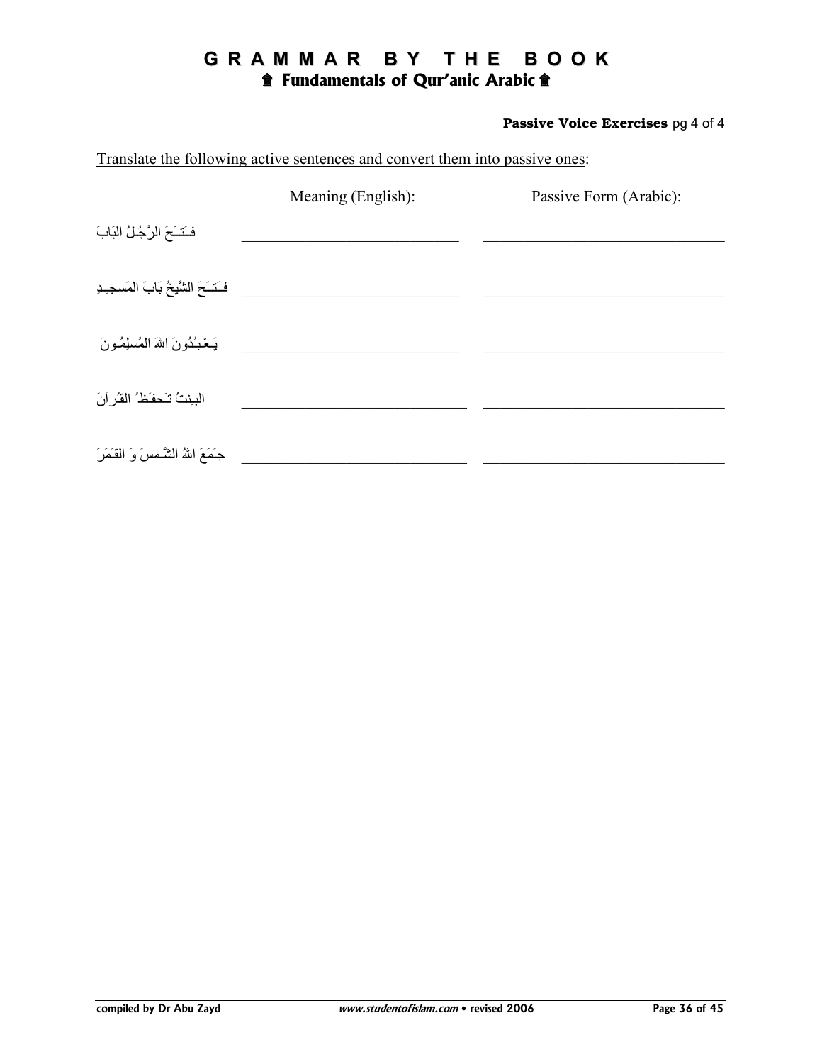**Passive Voice Exercises** pg 4 of 4

Translate the following active sentences and convert them into passive ones:

| | Meaning (English): | Passive Form (Arabic): |
|---|---|---|
| فَتَحَ الرَّجُلُ البَابَ | ___________________________ | ______________________________ |
| فَتَحَ الشَّيخُ بَابَ المَسجِدِ | ___________________________ | ______________________________ |
| يَعْبُدُونَ اللهَ المُسلِمُونَ | ___________________________ | ______________________________ |
| البِنتُ تَحفَظُ القُرآنَ | ___________________________ | ______________________________ |
| جَمَعَ اللهُ الشَّمسَ وَ القَمَرَ | ___________________________ | ______________________________ |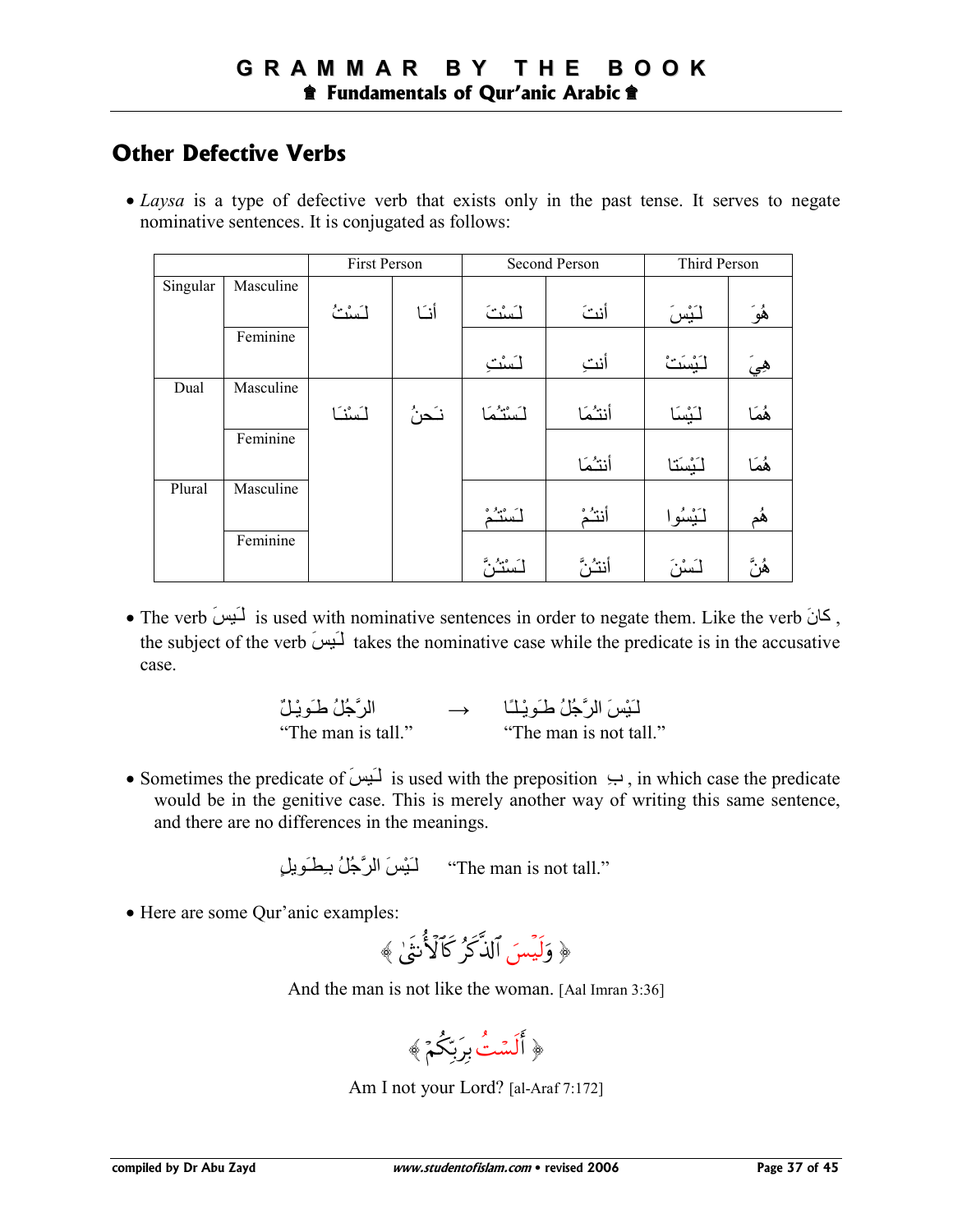## Other Defective Verbs

- *Laysa* is a type of defective verb that exists only in the past tense. It serves to negate nominative sentences. It is conjugated as follows:

| | | First Person | | Second Person | | Third Person | |
|---|---|---|---|---|---|---|---|
| Singular | Masculine | لَسْتُ | أنَا | لَسْتَ | أنتَ | لَيْسَ | هُوَ |
| | Feminine | | | لَسْتِ | أنتِ | لَيْسَتْ | هِيَ |
| Dual | Masculine | لَسْنَا | نَحنُ | لَسْتُمَا | أنتُمَا | لَيْسَا | هُمَا |
| | Feminine | | | | أنتُمَا | لَيْسَتَا | هُمَا |
| Plural | Masculine | | | لَسْتُمْ | أنتُمْ | لَيْسُوا | هُم |
| | Feminine | | | لَسْتُنَّ | أنتُنَّ | لَسْنَ | هُنَّ |

- The verb لَيسَ is used with nominative sentences in order to negate them. Like the verb كانَ, the subject of the verb لَيسَ takes the nominative case while the predicate is in the accusative case.

الرَّجُلُ طَوِيْلٌ → لَيْسَ الرَّجُلُ طَوِيْلًا
"The man is tall." → "The man is not tall."

- Sometimes the predicate of لَيسَ is used with the preposition بِ, in which case the predicate would be in the genitive case. This is merely another way of writing this same sentence, and there are no differences in the meanings.

لَيْسَ الرَّجُلُ بِطَوِيلٍ "The man is not tall."

- Here are some Qur'anic examples:

﴿ وَلَيْسَ ٱلذَّكَرُ كَٱلْأُنثَىٰ ﴾

And the man is not like the woman. [Aal Imran 3:36]

﴿ أَلَسْتُ بِرَبِّكُمْ ﴾

Am I not your Lord? [al-Araf 7:172]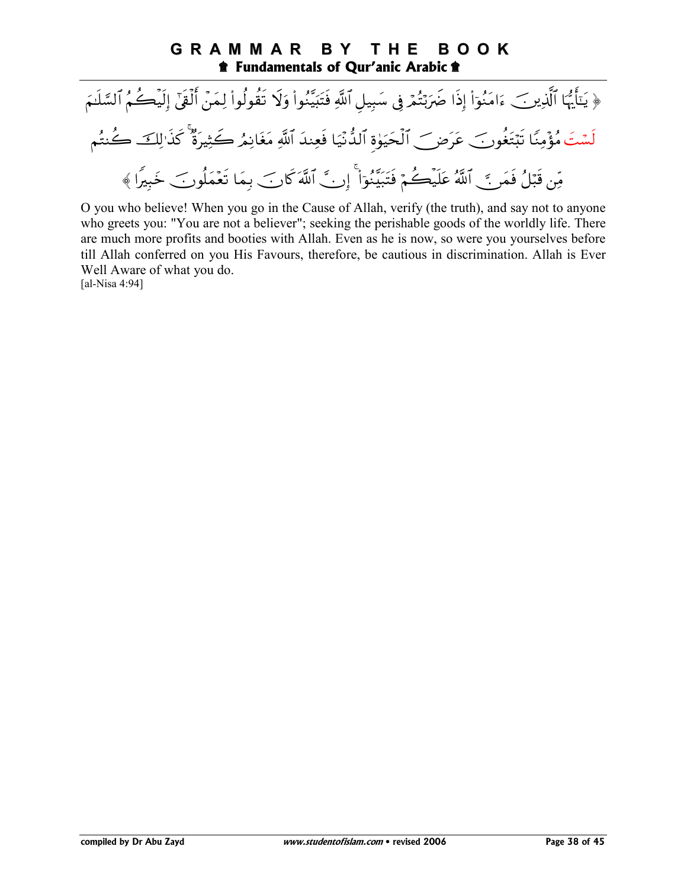﴿ يَـٰٓأَيُّهَا ٱلَّذِينَ ءَامَنُوٓا۟ إِذَا ضَرَبْتُمْ فِى سَبِيلِ ٱللَّهِ فَتَبَيَّنُوا۟ وَلَا تَقُولُوا۟ لِمَنْ أَلْقَىٰٓ إِلَيْكُمُ ٱلسَّلَـٰمَ لَسْتَ مُؤْمِنًا تَبْتَغُونَ عَرَضَ ٱلْحَيَوٰةِ ٱلدُّنْيَا فَعِندَ ٱللَّهِ مَغَانِمُ كَثِيرَةٌ ۚ كَذَٰلِكَ كُنتُم مِّن قَبْلُ فَمَنَّ ٱللَّهُ عَلَيْكُمْ فَتَبَيَّنُوٓا۟ ۚ إِنَّ ٱللَّهَ كَانَ بِمَا تَعْمَلُونَ خَبِيرًا ﴾

O you who believe! When you go in the Cause of Allah, verify (the truth), and say not to anyone who greets you: "You are not a believer"; seeking the perishable goods of the worldly life. There are much more profits and booties with Allah. Even as he is now, so were you yourselves before till Allah conferred on you His Favours, therefore, be cautious in discrimination. Allah is Ever Well Aware of what you do.
[al-Nisa 4:94]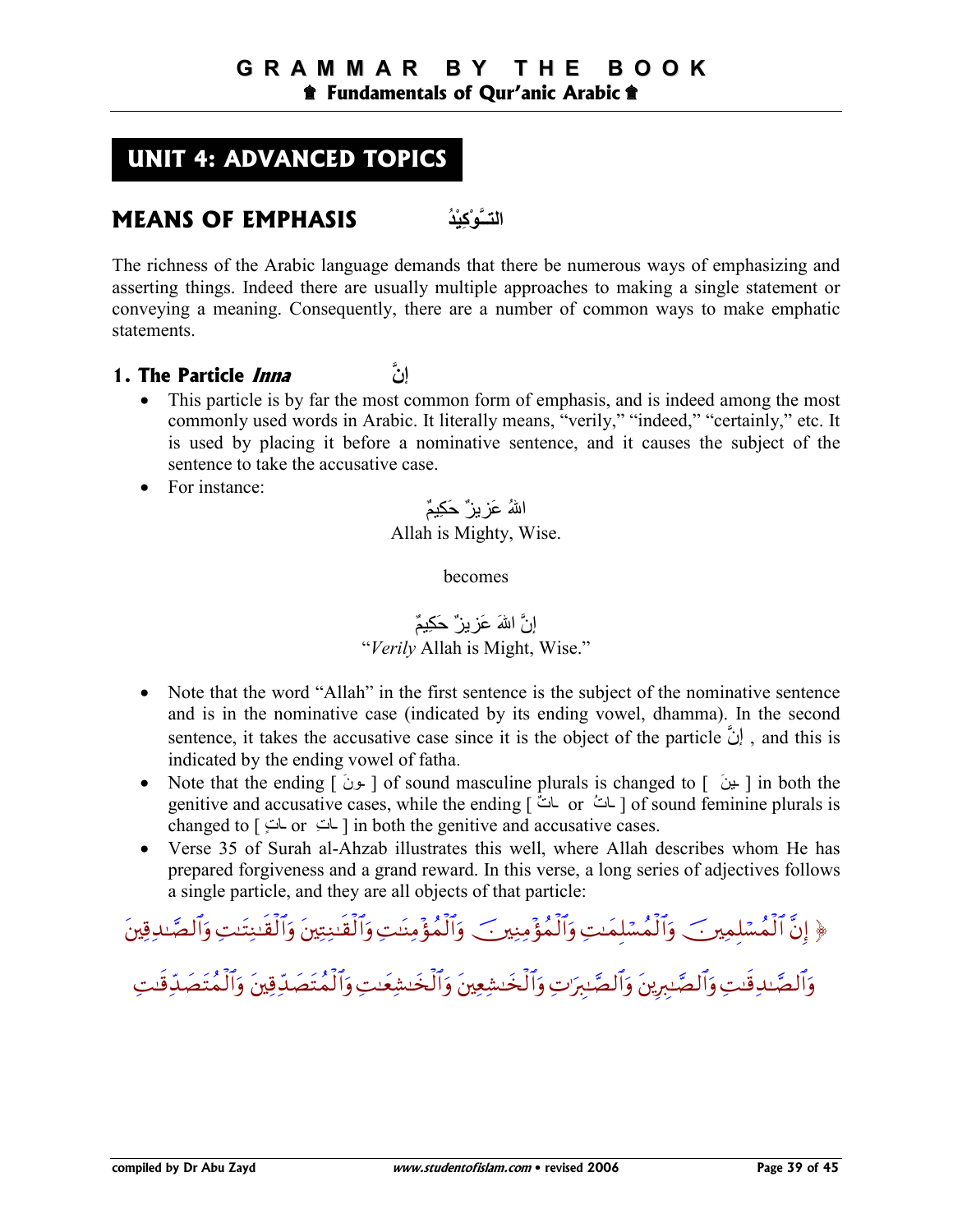## UNIT 4: ADVANCED TOPICS

## MEANS OF EMPHASIS التـَّوْكِيْدُ

The richness of the Arabic language demands that there be numerous ways of emphasizing and asserting things. Indeed there are usually multiple approaches to making a single statement or conveying a meaning. Consequently, there are a number of common ways to make emphatic statements.

### 1. The Particle *Inna* إنَّ

- This particle is by far the most common form of emphasis, and is indeed among the most commonly used words in Arabic. It literally means, "verily," "indeed," "certainly," etc. It is used by placing it before a nominative sentence, and it causes the subject of the sentence to take the accusative case.
- For instance:

اللهُ عَزِيزٌ حَكِيمٌ
Allah is Mighty, Wise.

becomes

إنَّ اللهَ عَزِيزٌ حَكِيمٌ
"*Verily* Allah is Might, Wise."

- Note that the word "Allah" in the first sentence is the subject of the nominative sentence and is in the nominative case (indicated by its ending vowel, dhamma). In the second sentence, it takes the accusative case since it is the object of the particle إنَّ , and this is indicated by the ending vowel of fatha.
- Note that the ending [ ـونَ ] of sound masculine plurals is changed to [ ـينَ ] in both the genitive and accusative cases, while the ending [ ـاتٌ or ـاتُ ] of sound feminine plurals is changed to [ ـاتٍ or ـاتِ ] in both the genitive and accusative cases.
- Verse 35 of Surah al-Ahzab illustrates this well, where Allah describes whom He has prepared forgiveness and a grand reward. In this verse, a long series of adjectives follows a single particle, and they are all objects of that particle:

﴿ إِنَّ ٱلْمُسْلِمِينَ وَٱلْمُسْلِمَـٰتِ وَٱلْمُؤْمِنِينَ وَٱلْمُؤْمِنَـٰتِ وَٱلْقَـٰنِتِينَ وَٱلْقَـٰنِتَـٰتِ وَٱلصَّـٰدِقِينَ وَٱلصَّـٰدِقَـٰتِ وَٱلصَّـٰبِرِينَ وَٱلصَّـٰبِرَٰتِ وَٱلْخَـٰشِعِينَ وَٱلْخَـٰشِعَـٰتِ وَٱلْمُتَصَدِّقِينَ وَٱلْمُتَصَدِّقَـٰتِ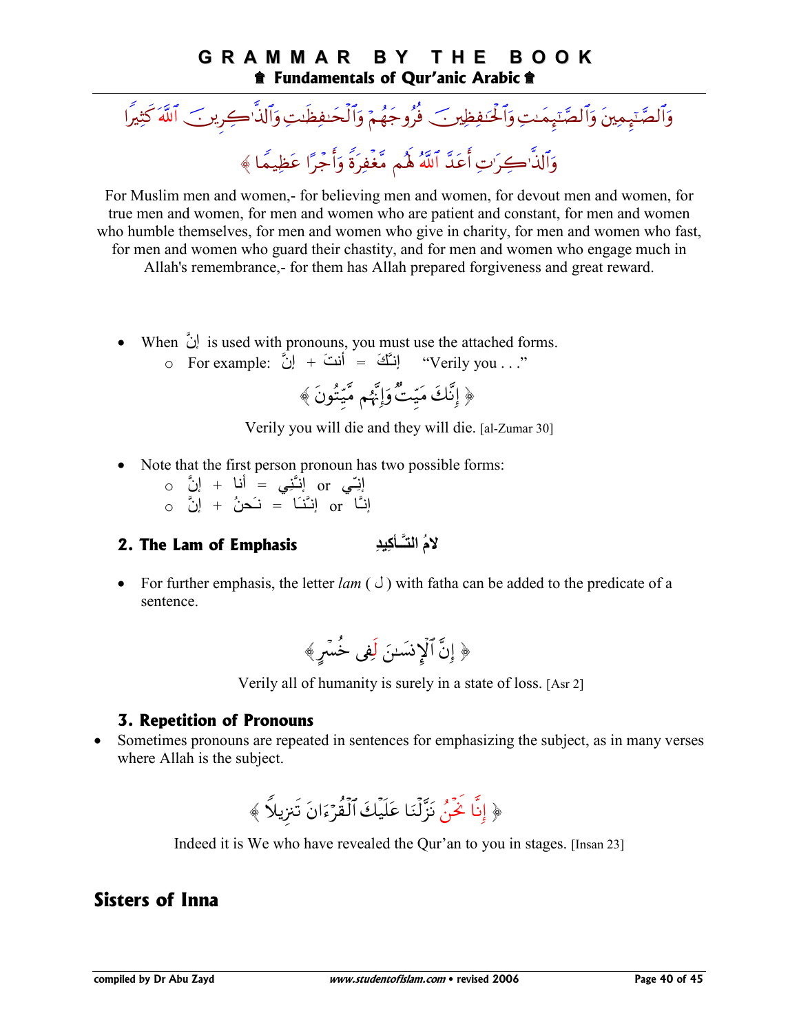وَٱلصَّٰٓئِمِينَ وَٱلصَّٰٓئِمَٰتِ وَٱلۡحَٰفِظِينَ فُرُوجَهُمۡ وَٱلۡحَٰفِظَٰتِ وَٱلذَّٰكِرِينَ ٱللَّهَ كَثِيرٗا

وَٱلذَّٰكِرَٰتِ أَعَدَّ ٱللَّهُ لَهُم مَّغۡفِرَةٗ وَأَجۡرًا عَظِيمٗا ﴾

For Muslim men and women,- for believing men and women, for devout men and women, for true men and women, for men and women who are patient and constant, for men and women who humble themselves, for men and women who give in charity, for men and women who fast, for men and women who guard their chastity, and for men and women who engage much in Allah's remembrance,- for them has Allah prepared forgiveness and great reward.

- When إنَّ is used with pronouns, you must use the attached forms.
  - For example: إنَّ + أنتَ = إنَّكَ "Verily you . . ."

﴿ إِنَّكَ مَيِّتٌ وَإِنَّهُم مَّيِّتُونَ ﴾

Verily you will die and they will die. [al-Zumar 30]

- Note that the first person pronoun has two possible forms:
  - إنَّ + أنا = إنَّنِي or إنِّي
  - إنَّ + نَحنُ = إنَّنَا or إنَّا

## 2. The Lam of Emphasis لامُ التَّأكِيدِ

- For further emphasis, the letter *lam* ( ل ) with fatha can be added to the predicate of a sentence.

﴿ إِنَّ ٱلۡإِنسَٰنَ لَفِي خُسۡرٍ ﴾

Verily all of humanity is surely in a state of loss. [Asr 2]

### 3. Repetition of Pronouns

- Sometimes pronouns are repeated in sentences for emphasizing the subject, as in many verses where Allah is the subject.

﴿ إِنَّا نَحۡنُ نَزَّلۡنَا عَلَيۡكَ ٱلۡقُرۡءَانَ تَنزِيلٗا ﴾

Indeed it is We who have revealed the Qur'an to you in stages. [Insan 23]

## Sisters of Inna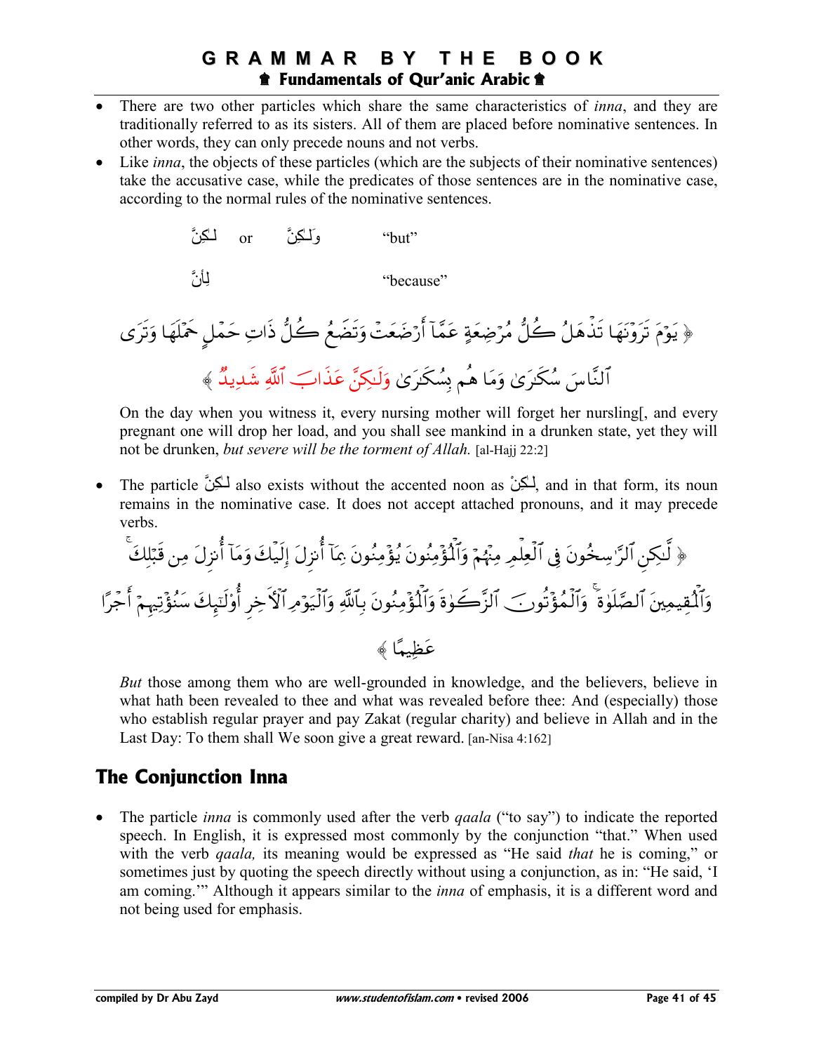- There are two other particles which share the same characteristics of *inna*, and they are traditionally referred to as its sisters. All of them are placed before nominative sentences. In other words, they can only precede nouns and not verbs.
- Like *inna*, the objects of these particles (which are the subjects of their nominative sentences) take the accusative case, while the predicates of those sentences are in the nominative case, according to the normal rules of the nominative sentences.

لـكِنَّ or ولـكِنَّ "but"

لِأنَّ "because"

﴿ يَوْمَ تَرَوْنَهَا تَذْهَلُ كُلُّ مُرْضِعَةٍ عَمَّآ أَرْضَعَتْ وَتَضَعُ كُلُّ ذَاتِ حَمْلٍ حَمْلَهَا وَتَرَى ٱلنَّاسَ سُكَـٰرَىٰ وَمَا هُم بِسُكَـٰرَىٰ وَلَـٰكِنَّ عَذَابَ ٱللَّهِ شَدِيدٌ ﴾

On the day when you witness it, every nursing mother will forget her nursling[, and every pregnant one will drop her load, and you shall see mankind in a drunken state, yet they will not be drunken, *but severe will be the torment of Allah.* [al-Hajj 22:2]

- The particle لـكِنَّ also exists without the accented noon as لـكِنْ, and in that form, its noun remains in the nominative case. It does not accept attached pronouns, and it may precede verbs.

﴿ لَّـٰكِنِ ٱلرَّٰسِخُونَ فِى ٱلْعِلْمِ مِنْهُمْ وَٱلْمُؤْمِنُونَ يُؤْمِنُونَ بِمَآ أُنزِلَ إِلَيْكَ وَمَآ أُنزِلَ مِن قَبْلِكَ ۚ وَٱلْمُقِيمِينَ ٱلصَّلَوٰةَ ۚ وَٱلْمُؤْتُونَ ٱلزَّكَوٰةَ وَٱلْمُؤْمِنُونَ بِٱللَّهِ وَٱلْيَوْمِ ٱلْءَاخِرِ أُو۟لَـٰٓئِكَ سَنُؤْتِيهِمْ أَجْرًا عَظِيمًا ﴾

*But* those among them who are well-grounded in knowledge, and the believers, believe in what hath been revealed to thee and what was revealed before thee: And (especially) those who establish regular prayer and pay Zakat (regular charity) and believe in Allah and in the Last Day: To them shall We soon give a great reward. [an-Nisa 4:162]

## The Conjunction Inna

- The particle *inna* is commonly used after the verb *qaala* ("to say") to indicate the reported speech. In English, it is expressed most commonly by the conjunction "that." When used with the verb *qaala,* its meaning would be expressed as "He said *that* he is coming," or sometimes just by quoting the speech directly without using a conjunction, as in: "He said, 'I am coming.'" Although it appears similar to the *inna* of emphasis, it is a different word and not being used for emphasis.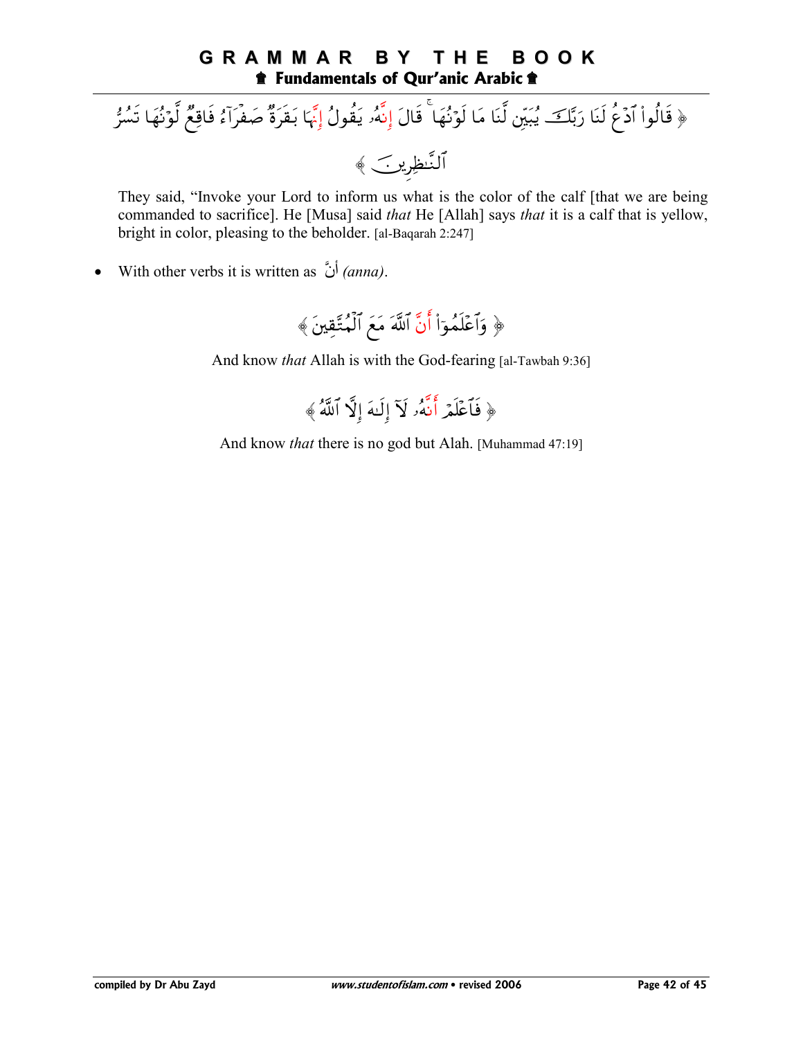﴿ قَالُوا۟ ٱدْعُ لَنَا رَبَّكَ يُبَيِّن لَّنَا مَا لَوْنُهَا ۚ قَالَ إِنَّهُۥ يَقُولُ إِنَّهَا بَقَرَةٌ صَفْرَآءُ فَاقِعٌ لَّوْنُهَا تَسُرُّ ٱلنَّٰظِرِينَ ﴾

They said, "Invoke your Lord to inform us what is the color of the calf [that we are being commanded to sacrifice]. He [Musa] said *that* He [Allah] says *that* it is a calf that is yellow, bright in color, pleasing to the beholder. [al-Baqarah 2:247]

- With other verbs it is written as أَنَّ *(anna)*.

﴿ وَٱعْلَمُوٓا۟ أَنَّ ٱللَّهَ مَعَ ٱلْمُتَّقِينَ ﴾

And know *that* Allah is with the God-fearing [al-Tawbah 9:36]

﴿ فَٱعْلَمْ أَنَّهُۥ لَآ إِلَٰهَ إِلَّا ٱللَّهُ ﴾

And know *that* there is no god but Alah. [Muhammad 47:19]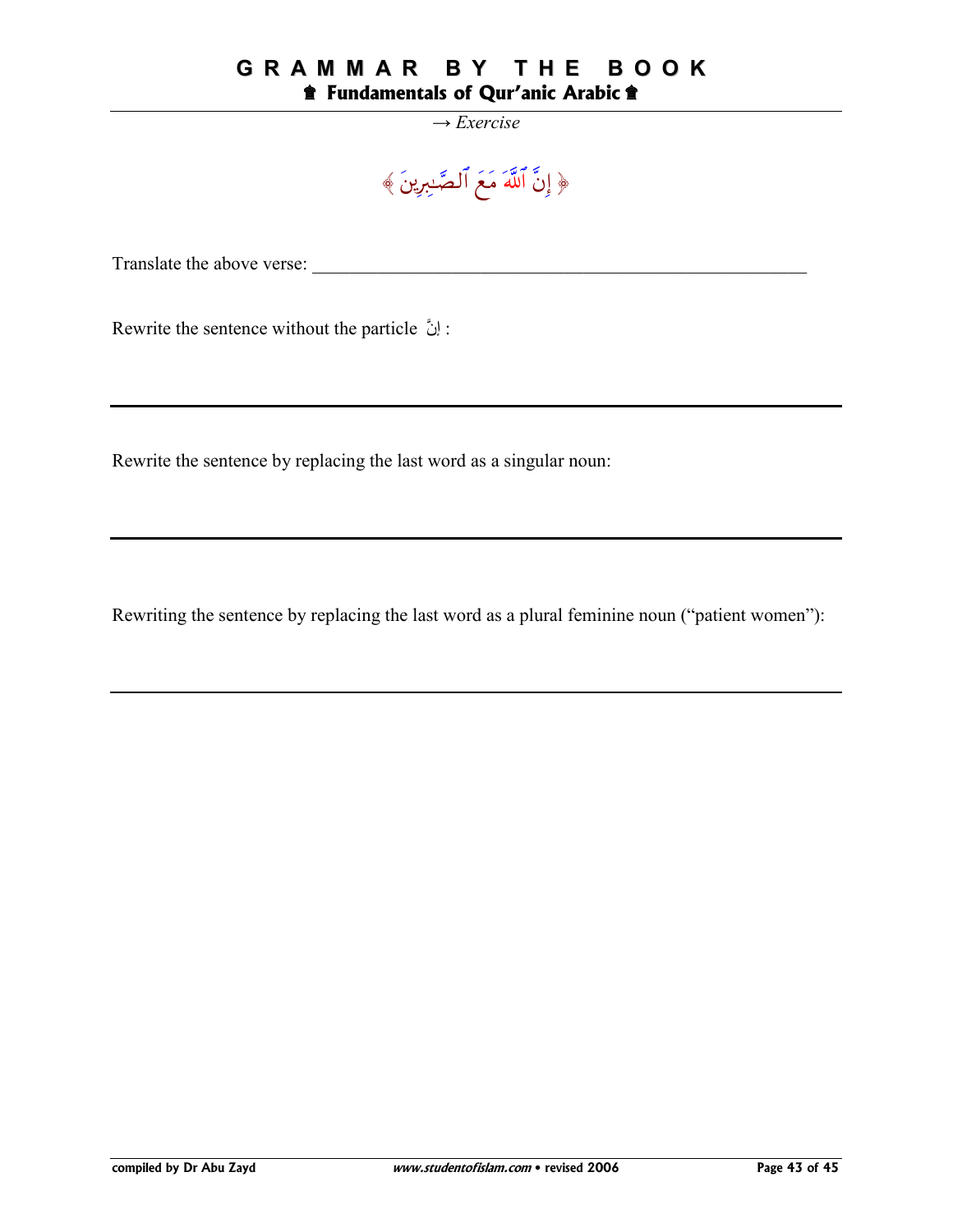→ *Exercise*

﴿ إِنَّ ٱللَّهَ مَعَ ٱلصَّٰبِرِينَ ﴾

Translate the above verse: ________________________________________________________

Rewrite the sentence without the particle إِنَّ :

---

Rewrite the sentence by replacing the last word as a singular noun:

---

Rewriting the sentence by replacing the last word as a plural feminine noun ("patient women"):

---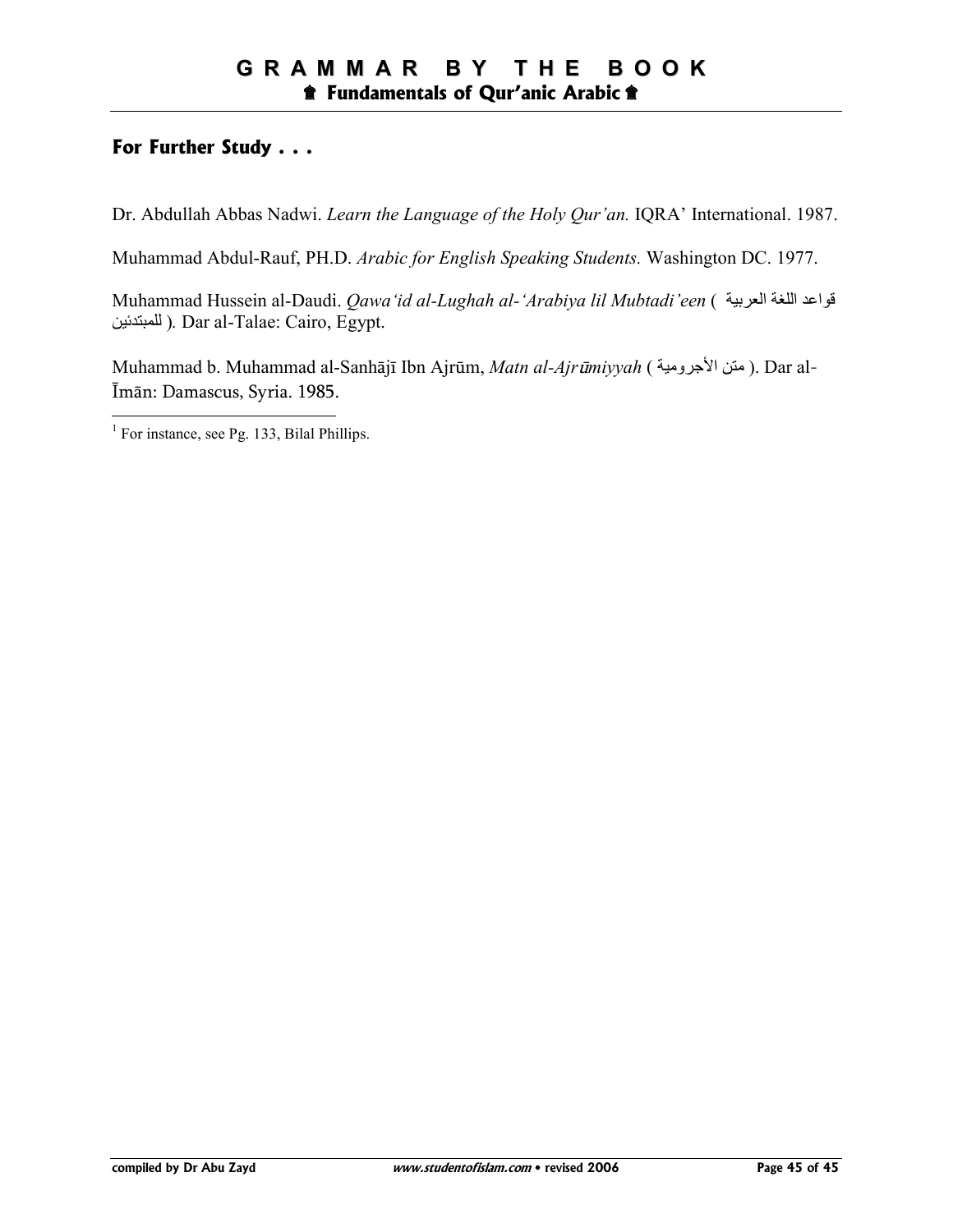## For Further Study . . .

Dr. Abdullah Abbas Nadwi. *Learn the Language of the Holy Qur'an.* IQRA' International. 1987.

Muhammad Abdul-Rauf, PH.D. *Arabic for English Speaking Students.* Washington DC. 1977.

Muhammad Hussein al-Daudi. *Qawa'id al-Lughah al-'Arabiya lil Mubtadi'een* ( قواعد اللغة العربية للمبتدئين ). Dar al-Talae: Cairo, Egypt.

Muhammad b. Muhammad al-Sanhājī Ibn Ajrūm, *Matn al-Ajrūmiyyah* ( متن الأجرومية ). Dar al-Īmān: Damascus, Syria. 1985.

[1] For instance, see Pg. 133, Bilal Phillips.